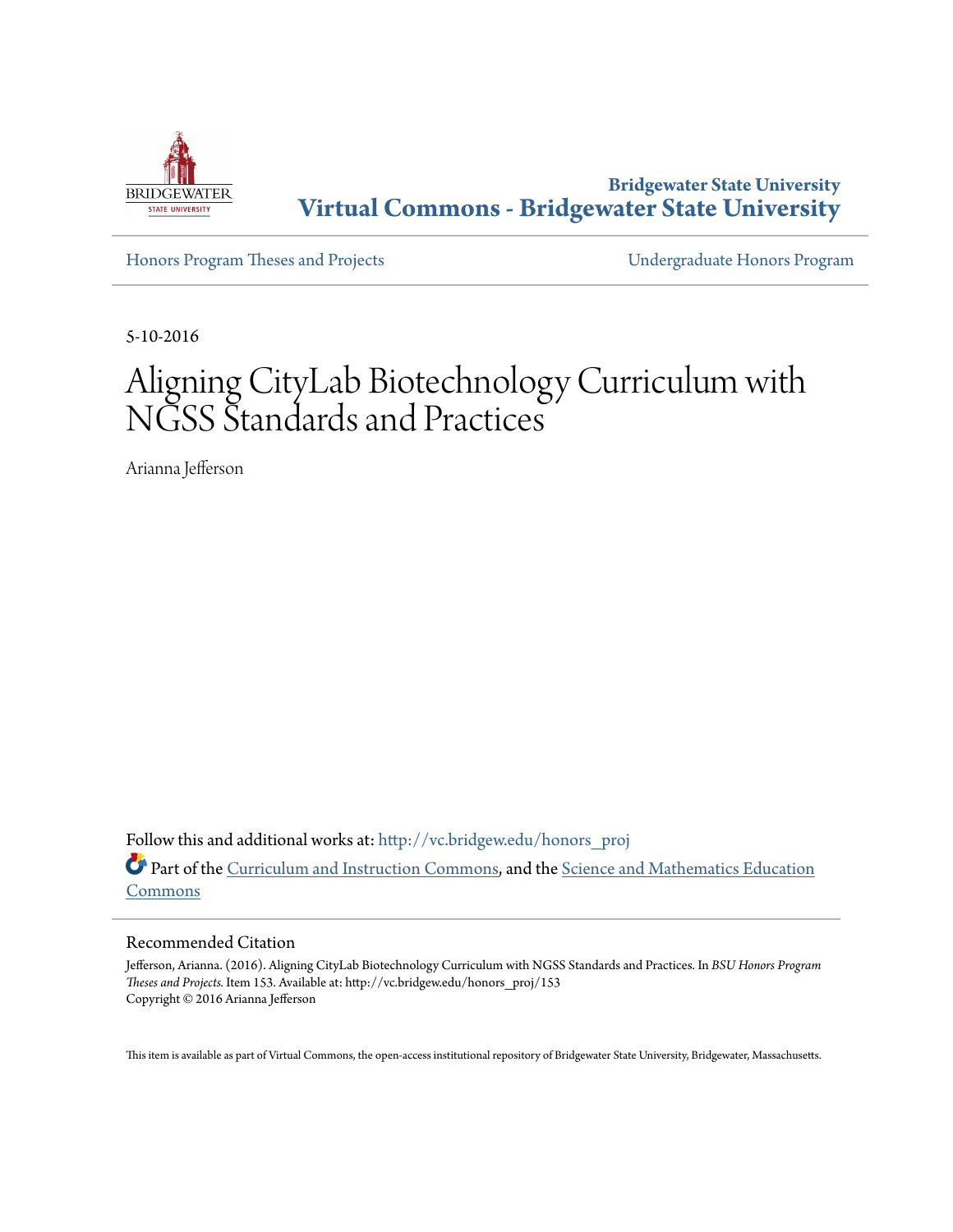Bridgewater State University
**Virtual Commons - Bridgewater State University**

Honors Program Theses and Projects | Undergraduate Honors Program

5-10-2016

# Aligning CityLab Biotechnology Curriculum with NGSS Standards and Practices

Arianna Jefferson

Follow this and additional works at: http://vc.bridgew.edu/honors_proj

Part of the Curriculum and Instruction Commons, and the Science and Mathematics Education Commons

## Recommended Citation

Jefferson, Arianna. (2016). Aligning CityLab Biotechnology Curriculum with NGSS Standards and Practices. In *BSU Honors Program Theses and Projects.* Item 153. Available at: http://vc.bridgew.edu/honors_proj/153
Copyright © 2016 Arianna Jefferson

This item is available as part of Virtual Commons, the open-access institutional repository of Bridgewater State University, Bridgewater, Massachusetts.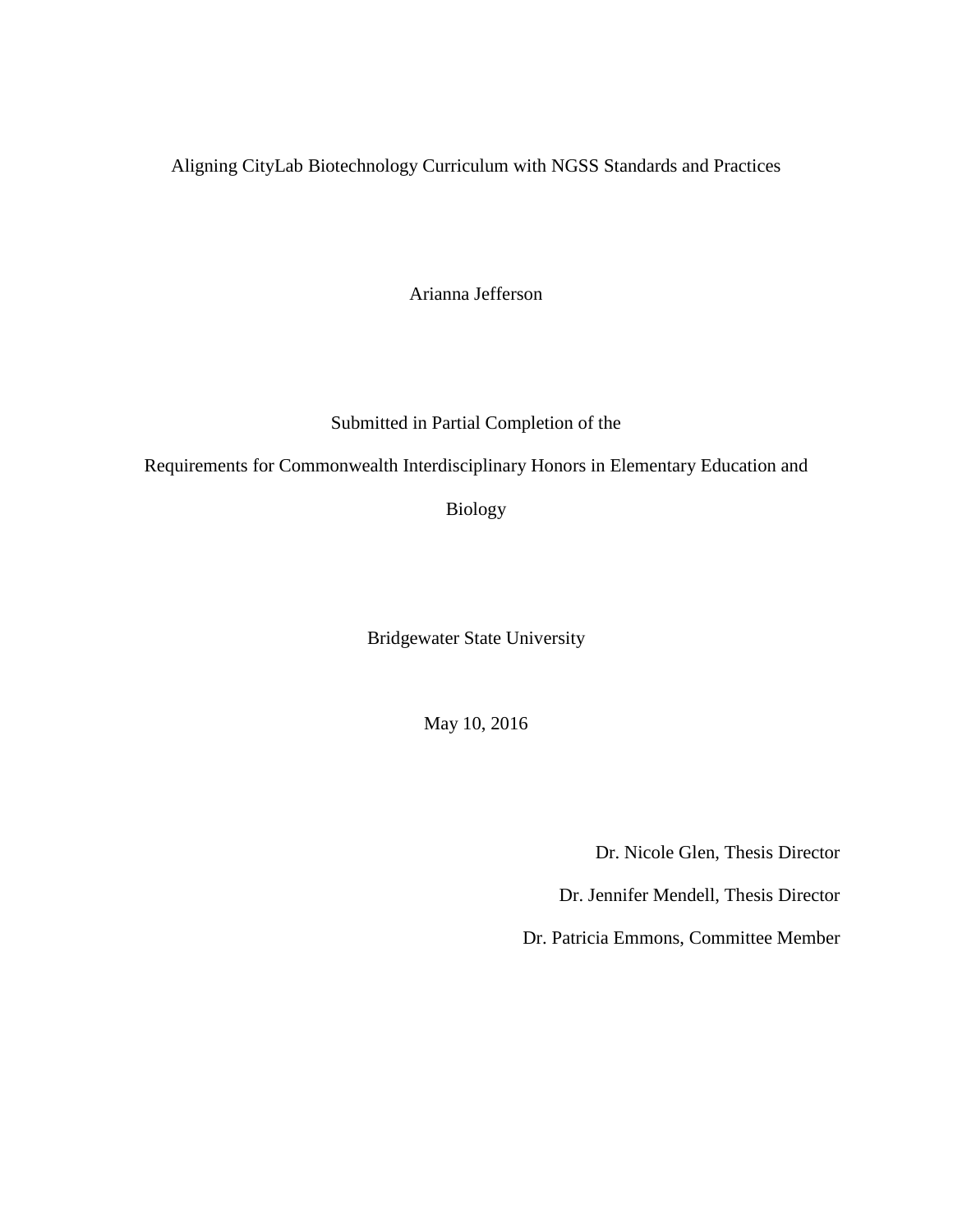# Aligning CityLab Biotechnology Curriculum with NGSS Standards and Practices

Arianna Jefferson

Submitted in Partial Completion of the

Requirements for Commonwealth Interdisciplinary Honors in Elementary Education and Biology

Bridgewater State University

May 10, 2016

Dr. Nicole Glen, Thesis Director

Dr. Jennifer Mendell, Thesis Director

Dr. Patricia Emmons, Committee Member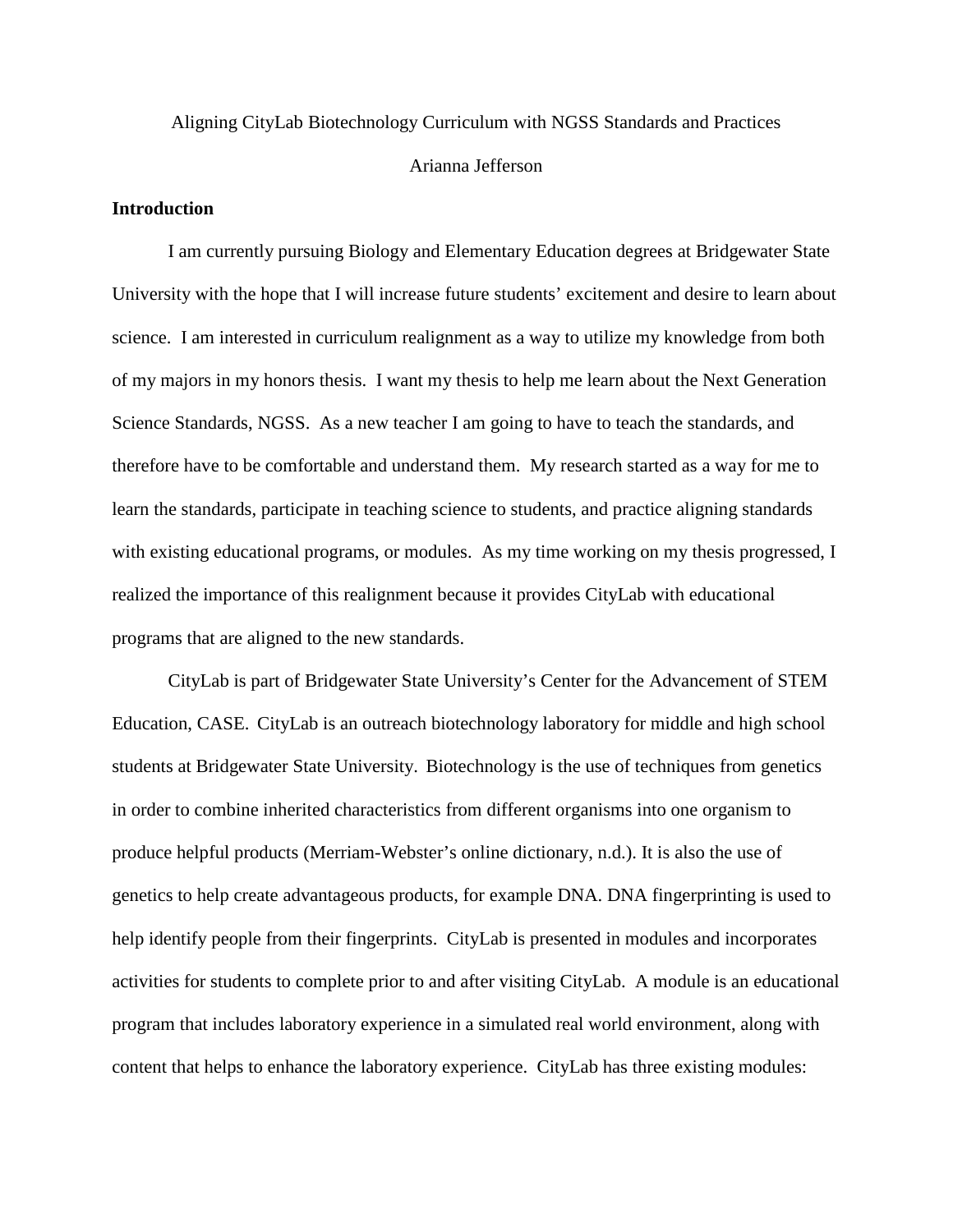Aligning CityLab Biotechnology Curriculum with NGSS Standards and Practices

Arianna Jefferson

**Introduction**

I am currently pursuing Biology and Elementary Education degrees at Bridgewater State University with the hope that I will increase future students' excitement and desire to learn about science. I am interested in curriculum realignment as a way to utilize my knowledge from both of my majors in my honors thesis. I want my thesis to help me learn about the Next Generation Science Standards, NGSS. As a new teacher I am going to have to teach the standards, and therefore have to be comfortable and understand them. My research started as a way for me to learn the standards, participate in teaching science to students, and practice aligning standards with existing educational programs, or modules. As my time working on my thesis progressed, I realized the importance of this realignment because it provides CityLab with educational programs that are aligned to the new standards.

CityLab is part of Bridgewater State University's Center for the Advancement of STEM Education, CASE. CityLab is an outreach biotechnology laboratory for middle and high school students at Bridgewater State University. Biotechnology is the use of techniques from genetics in order to combine inherited characteristics from different organisms into one organism to produce helpful products (Merriam-Webster's online dictionary, n.d.). It is also the use of genetics to help create advantageous products, for example DNA. DNA fingerprinting is used to help identify people from their fingerprints. CityLab is presented in modules and incorporates activities for students to complete prior to and after visiting CityLab. A module is an educational program that includes laboratory experience in a simulated real world environment, along with content that helps to enhance the laboratory experience. CityLab has three existing modules: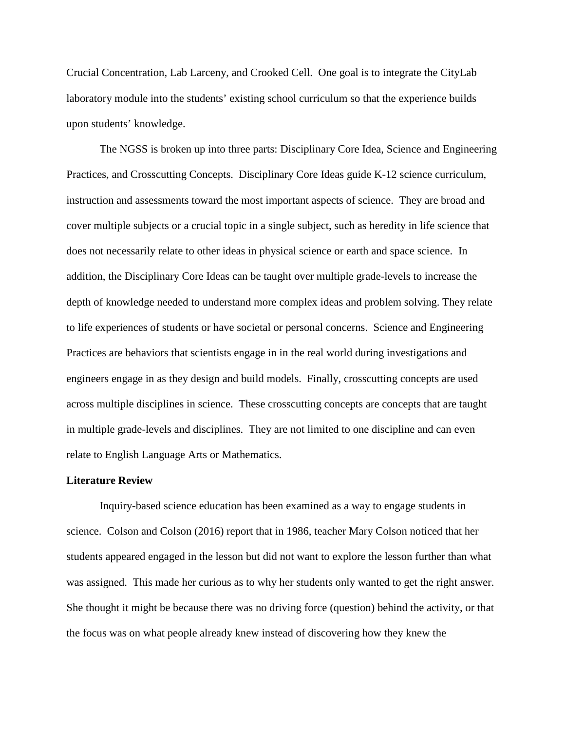Crucial Concentration, Lab Larceny, and Crooked Cell. One goal is to integrate the CityLab laboratory module into the students' existing school curriculum so that the experience builds upon students' knowledge.

The NGSS is broken up into three parts: Disciplinary Core Idea, Science and Engineering Practices, and Crosscutting Concepts. Disciplinary Core Ideas guide K-12 science curriculum, instruction and assessments toward the most important aspects of science. They are broad and cover multiple subjects or a crucial topic in a single subject, such as heredity in life science that does not necessarily relate to other ideas in physical science or earth and space science. In addition, the Disciplinary Core Ideas can be taught over multiple grade-levels to increase the depth of knowledge needed to understand more complex ideas and problem solving. They relate to life experiences of students or have societal or personal concerns. Science and Engineering Practices are behaviors that scientists engage in in the real world during investigations and engineers engage in as they design and build models. Finally, crosscutting concepts are used across multiple disciplines in science. These crosscutting concepts are concepts that are taught in multiple grade-levels and disciplines. They are not limited to one discipline and can even relate to English Language Arts or Mathematics.

**Literature Review**

Inquiry-based science education has been examined as a way to engage students in science. Colson and Colson (2016) report that in 1986, teacher Mary Colson noticed that her students appeared engaged in the lesson but did not want to explore the lesson further than what was assigned. This made her curious as to why her students only wanted to get the right answer. She thought it might be because there was no driving force (question) behind the activity, or that the focus was on what people already knew instead of discovering how they knew the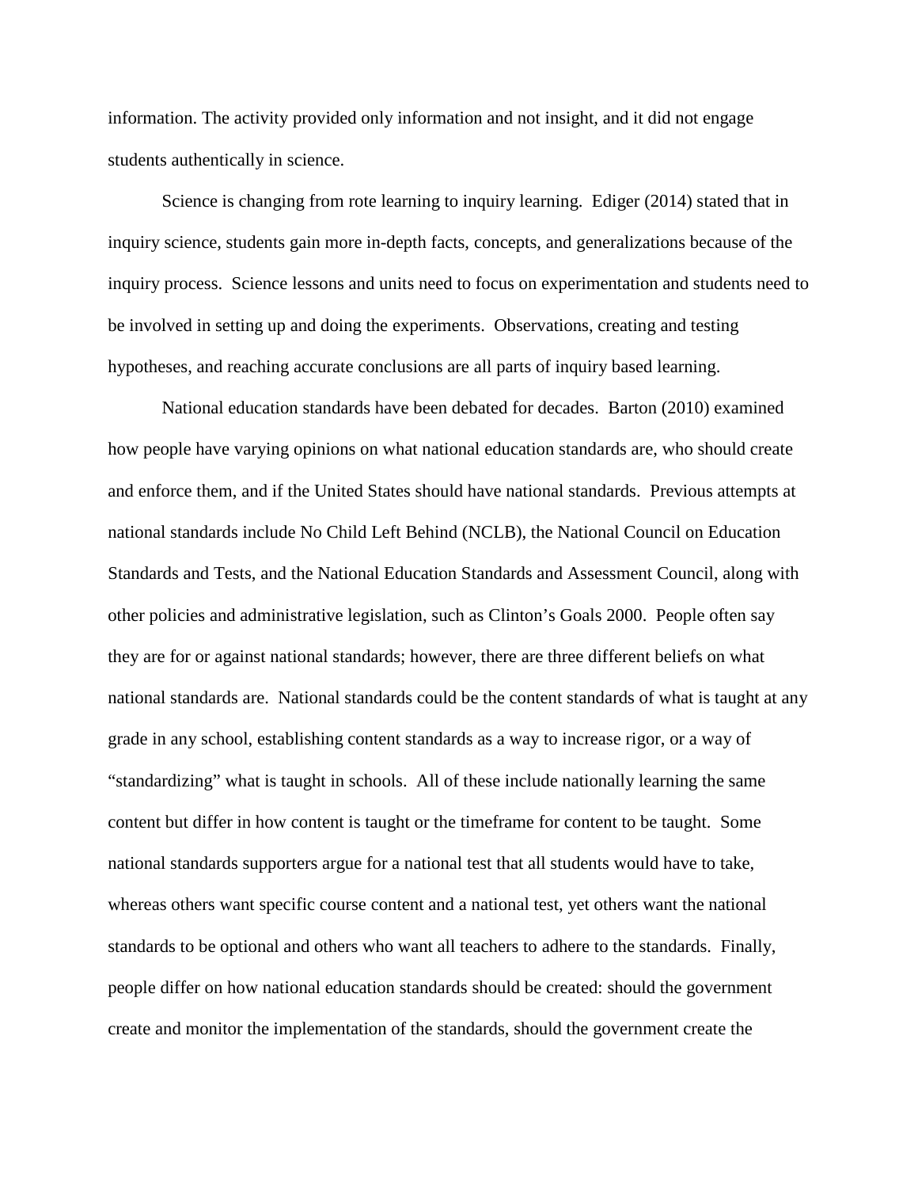information. The activity provided only information and not insight, and it did not engage students authentically in science.

Science is changing from rote learning to inquiry learning. Ediger (2014) stated that in inquiry science, students gain more in-depth facts, concepts, and generalizations because of the inquiry process. Science lessons and units need to focus on experimentation and students need to be involved in setting up and doing the experiments. Observations, creating and testing hypotheses, and reaching accurate conclusions are all parts of inquiry based learning.

National education standards have been debated for decades. Barton (2010) examined how people have varying opinions on what national education standards are, who should create and enforce them, and if the United States should have national standards. Previous attempts at national standards include No Child Left Behind (NCLB), the National Council on Education Standards and Tests, and the National Education Standards and Assessment Council, along with other policies and administrative legislation, such as Clinton's Goals 2000. People often say they are for or against national standards; however, there are three different beliefs on what national standards are. National standards could be the content standards of what is taught at any grade in any school, establishing content standards as a way to increase rigor, or a way of "standardizing" what is taught in schools. All of these include nationally learning the same content but differ in how content is taught or the timeframe for content to be taught. Some national standards supporters argue for a national test that all students would have to take, whereas others want specific course content and a national test, yet others want the national standards to be optional and others who want all teachers to adhere to the standards. Finally, people differ on how national education standards should be created: should the government create and monitor the implementation of the standards, should the government create the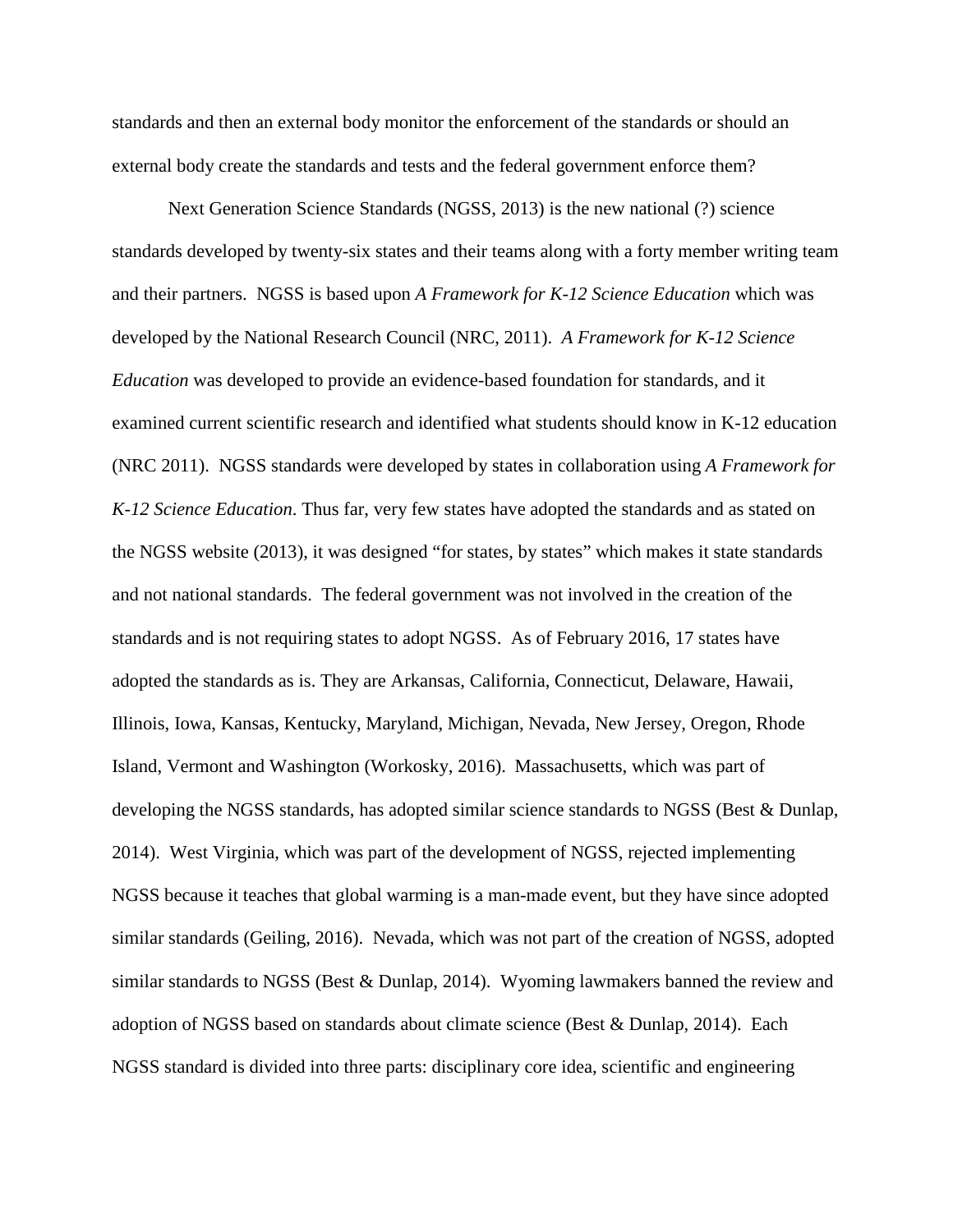standards and then an external body monitor the enforcement of the standards or should an external body create the standards and tests and the federal government enforce them?

Next Generation Science Standards (NGSS, 2013) is the new national (?) science standards developed by twenty-six states and their teams along with a forty member writing team and their partners. NGSS is based upon *A Framework for K-12 Science Education* which was developed by the National Research Council (NRC, 2011). *A Framework for K-12 Science Education* was developed to provide an evidence-based foundation for standards, and it examined current scientific research and identified what students should know in K-12 education (NRC 2011). NGSS standards were developed by states in collaboration using *A Framework for K-12 Science Education*. Thus far, very few states have adopted the standards and as stated on the NGSS website (2013), it was designed "for states, by states" which makes it state standards and not national standards. The federal government was not involved in the creation of the standards and is not requiring states to adopt NGSS. As of February 2016, 17 states have adopted the standards as is. They are Arkansas, California, Connecticut, Delaware, Hawaii, Illinois, Iowa, Kansas, Kentucky, Maryland, Michigan, Nevada, New Jersey, Oregon, Rhode Island, Vermont and Washington (Workosky, 2016). Massachusetts, which was part of developing the NGSS standards, has adopted similar science standards to NGSS (Best & Dunlap, 2014). West Virginia, which was part of the development of NGSS, rejected implementing NGSS because it teaches that global warming is a man-made event, but they have since adopted similar standards (Geiling, 2016). Nevada, which was not part of the creation of NGSS, adopted similar standards to NGSS (Best & Dunlap, 2014). Wyoming lawmakers banned the review and adoption of NGSS based on standards about climate science (Best & Dunlap, 2014). Each NGSS standard is divided into three parts: disciplinary core idea, scientific and engineering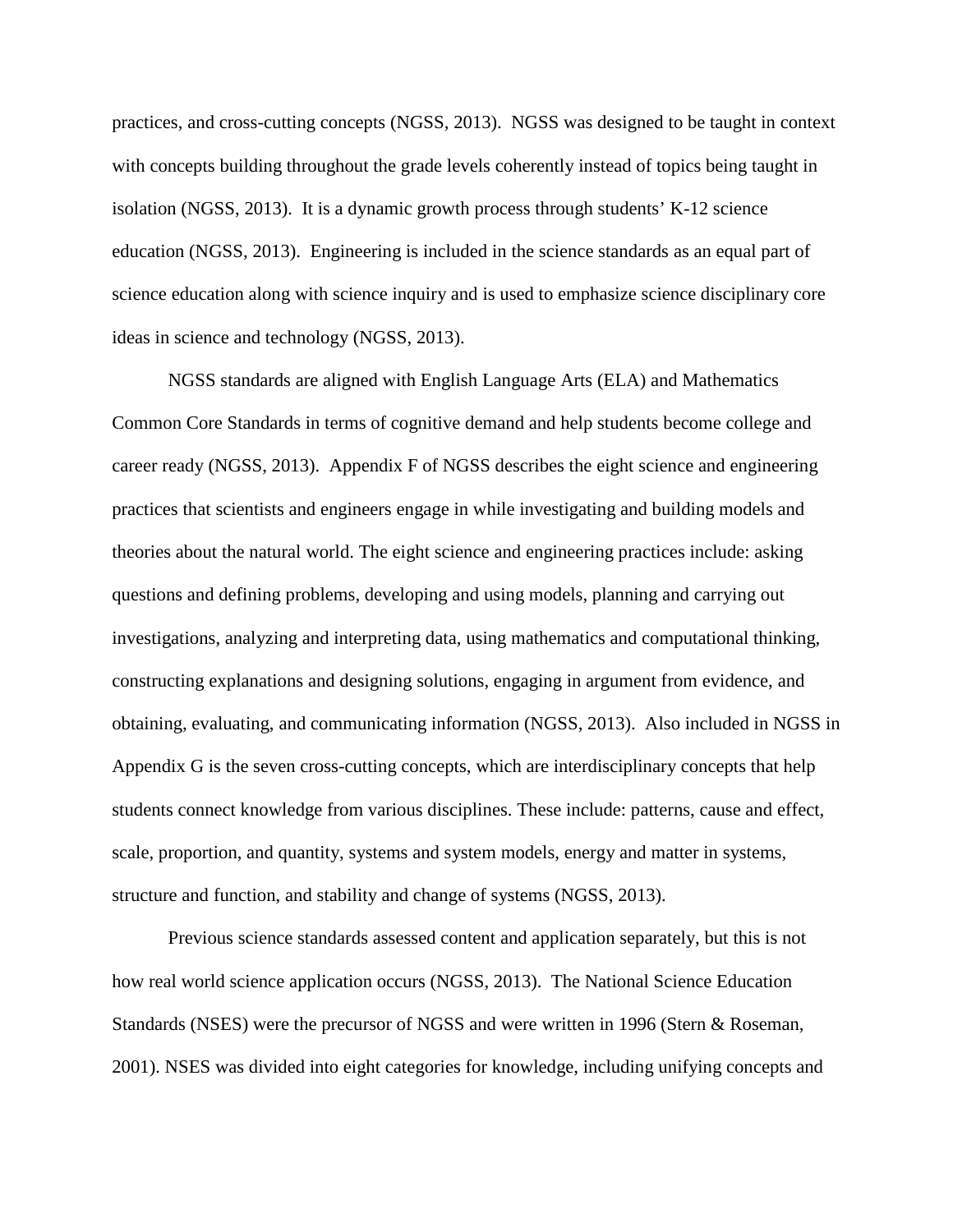practices, and cross-cutting concepts (NGSS, 2013). NGSS was designed to be taught in context with concepts building throughout the grade levels coherently instead of topics being taught in isolation (NGSS, 2013). It is a dynamic growth process through students' K-12 science education (NGSS, 2013). Engineering is included in the science standards as an equal part of science education along with science inquiry and is used to emphasize science disciplinary core ideas in science and technology (NGSS, 2013).

NGSS standards are aligned with English Language Arts (ELA) and Mathematics Common Core Standards in terms of cognitive demand and help students become college and career ready (NGSS, 2013). Appendix F of NGSS describes the eight science and engineering practices that scientists and engineers engage in while investigating and building models and theories about the natural world. The eight science and engineering practices include: asking questions and defining problems, developing and using models, planning and carrying out investigations, analyzing and interpreting data, using mathematics and computational thinking, constructing explanations and designing solutions, engaging in argument from evidence, and obtaining, evaluating, and communicating information (NGSS, 2013). Also included in NGSS in Appendix G is the seven cross-cutting concepts, which are interdisciplinary concepts that help students connect knowledge from various disciplines. These include: patterns, cause and effect, scale, proportion, and quantity, systems and system models, energy and matter in systems, structure and function, and stability and change of systems (NGSS, 2013).

Previous science standards assessed content and application separately, but this is not how real world science application occurs (NGSS, 2013). The National Science Education Standards (NSES) were the precursor of NGSS and were written in 1996 (Stern & Roseman, 2001). NSES was divided into eight categories for knowledge, including unifying concepts and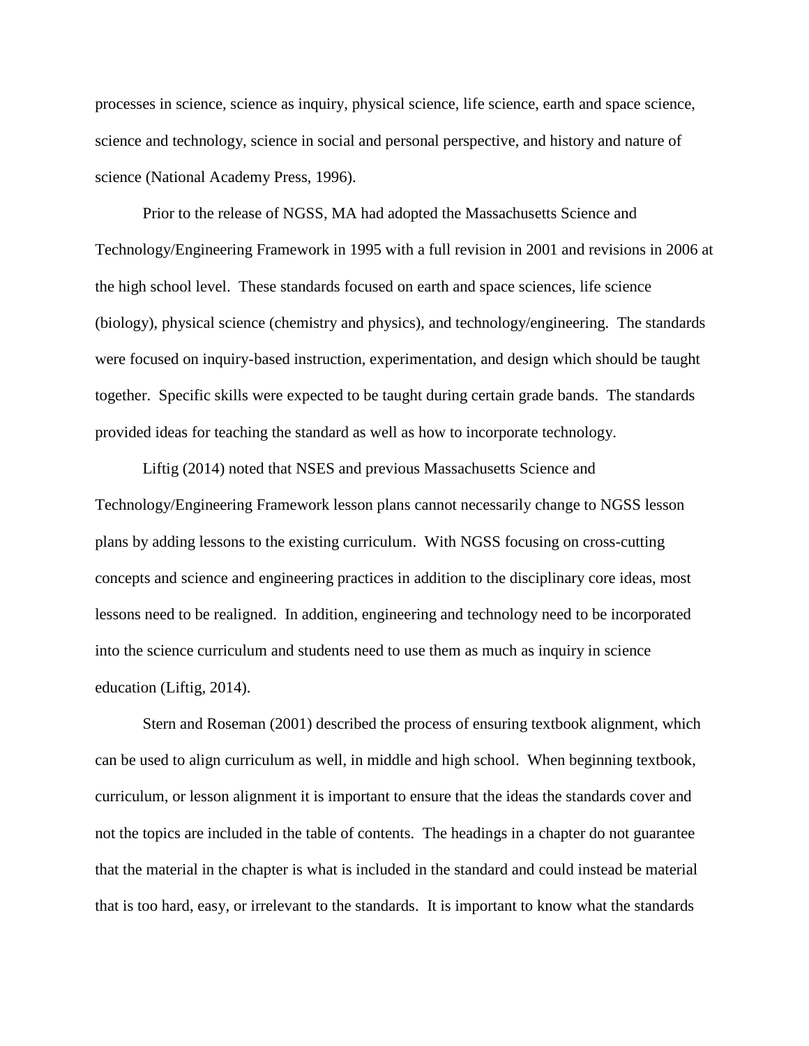processes in science, science as inquiry, physical science, life science, earth and space science, science and technology, science in social and personal perspective, and history and nature of science (National Academy Press, 1996).

Prior to the release of NGSS, MA had adopted the Massachusetts Science and Technology/Engineering Framework in 1995 with a full revision in 2001 and revisions in 2006 at the high school level. These standards focused on earth and space sciences, life science (biology), physical science (chemistry and physics), and technology/engineering. The standards were focused on inquiry-based instruction, experimentation, and design which should be taught together. Specific skills were expected to be taught during certain grade bands. The standards provided ideas for teaching the standard as well as how to incorporate technology.

Liftig (2014) noted that NSES and previous Massachusetts Science and Technology/Engineering Framework lesson plans cannot necessarily change to NGSS lesson plans by adding lessons to the existing curriculum. With NGSS focusing on cross-cutting concepts and science and engineering practices in addition to the disciplinary core ideas, most lessons need to be realigned. In addition, engineering and technology need to be incorporated into the science curriculum and students need to use them as much as inquiry in science education (Liftig, 2014).

Stern and Roseman (2001) described the process of ensuring textbook alignment, which can be used to align curriculum as well, in middle and high school. When beginning textbook, curriculum, or lesson alignment it is important to ensure that the ideas the standards cover and not the topics are included in the table of contents. The headings in a chapter do not guarantee that the material in the chapter is what is included in the standard and could instead be material that is too hard, easy, or irrelevant to the standards. It is important to know what the standards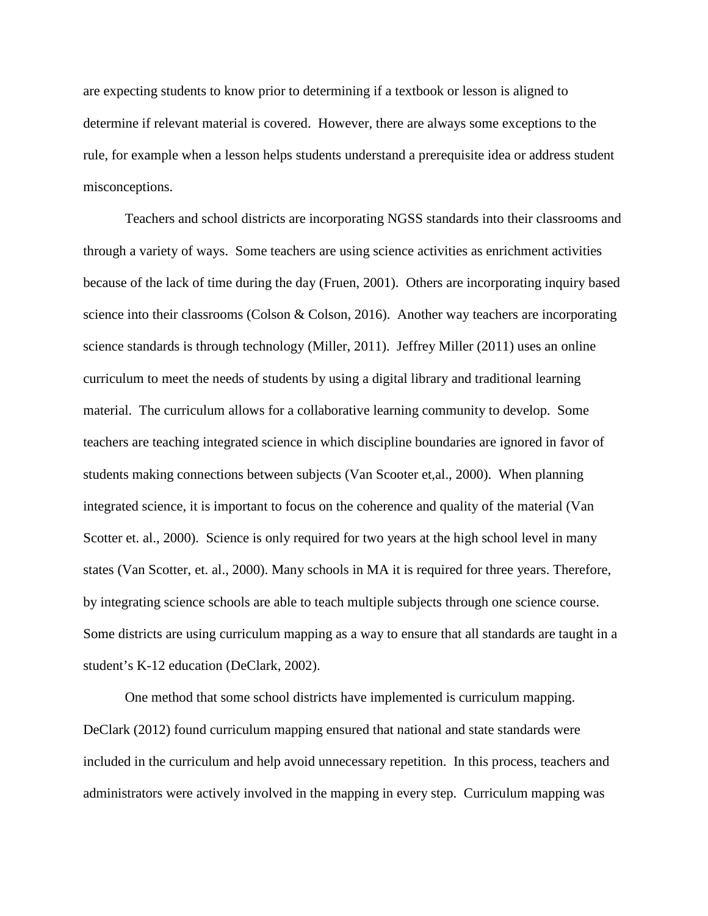are expecting students to know prior to determining if a textbook or lesson is aligned to determine if relevant material is covered.  However, there are always some exceptions to the rule, for example when a lesson helps students understand a prerequisite idea or address student misconceptions.

Teachers and school districts are incorporating NGSS standards into their classrooms and through a variety of ways.  Some teachers are using science activities as enrichment activities because of the lack of time during the day (Fruen, 2001).  Others are incorporating inquiry based science into their classrooms (Colson & Colson, 2016).  Another way teachers are incorporating science standards is through technology (Miller, 2011).  Jeffrey Miller (2011) uses an online curriculum to meet the needs of students by using a digital library and traditional learning material.  The curriculum allows for a collaborative learning community to develop.  Some teachers are teaching integrated science in which discipline boundaries are ignored in favor of students making connections between subjects (Van Scooter et,al., 2000).  When planning integrated science, it is important to focus on the coherence and quality of the material (Van Scotter et. al., 2000).  Science is only required for two years at the high school level in many states (Van Scotter, et. al., 2000). Many schools in MA it is required for three years. Therefore, by integrating science schools are able to teach multiple subjects through one science course. Some districts are using curriculum mapping as a way to ensure that all standards are taught in a student's K-12 education (DeClark, 2002).

One method that some school districts have implemented is curriculum mapping. DeClark (2012) found curriculum mapping ensured that national and state standards were included in the curriculum and help avoid unnecessary repetition.  In this process, teachers and administrators were actively involved in the mapping in every step.  Curriculum mapping was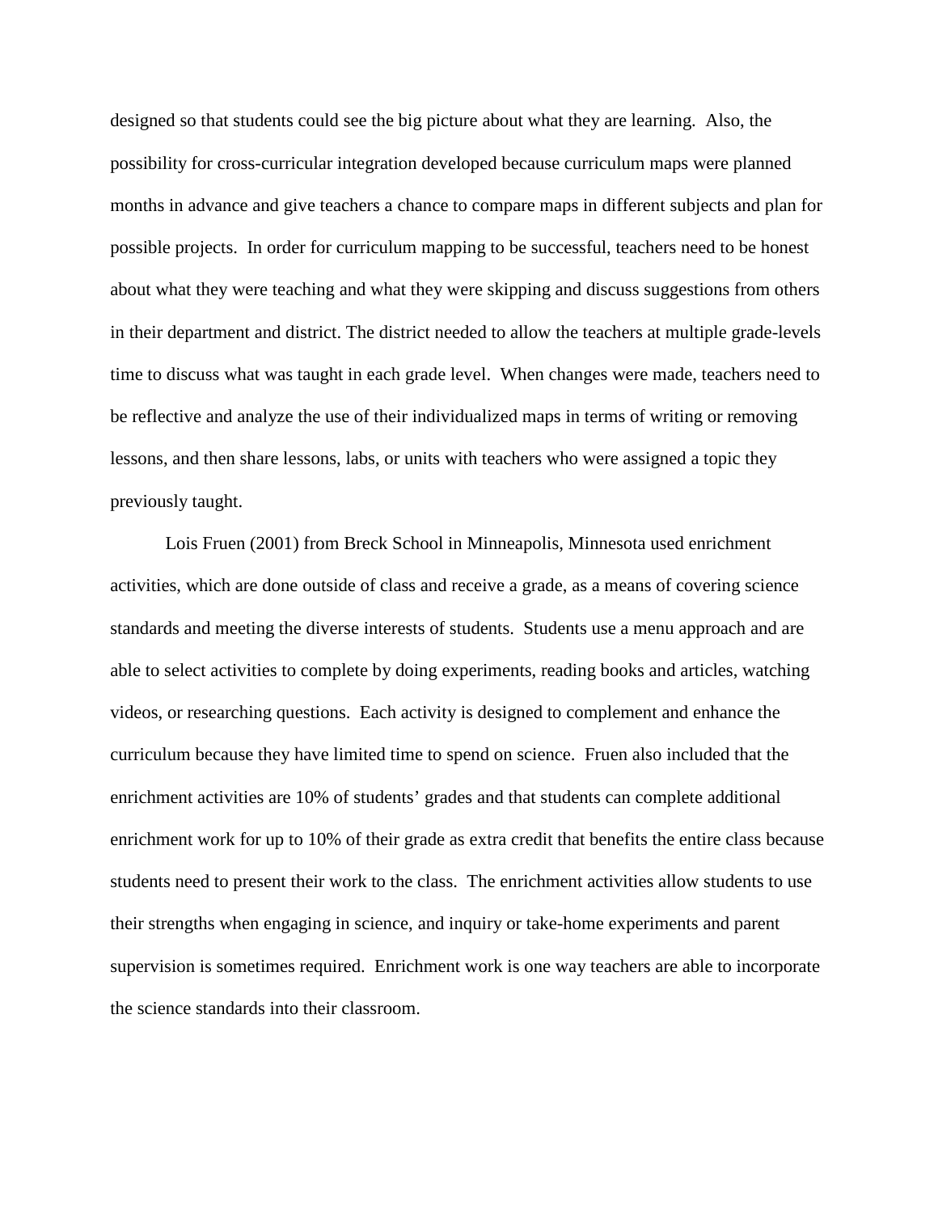designed so that students could see the big picture about what they are learning. Also, the possibility for cross-curricular integration developed because curriculum maps were planned months in advance and give teachers a chance to compare maps in different subjects and plan for possible projects. In order for curriculum mapping to be successful, teachers need to be honest about what they were teaching and what they were skipping and discuss suggestions from others in their department and district. The district needed to allow the teachers at multiple grade-levels time to discuss what was taught in each grade level. When changes were made, teachers need to be reflective and analyze the use of their individualized maps in terms of writing or removing lessons, and then share lessons, labs, or units with teachers who were assigned a topic they previously taught.

Lois Fruen (2001) from Breck School in Minneapolis, Minnesota used enrichment activities, which are done outside of class and receive a grade, as a means of covering science standards and meeting the diverse interests of students. Students use a menu approach and are able to select activities to complete by doing experiments, reading books and articles, watching videos, or researching questions. Each activity is designed to complement and enhance the curriculum because they have limited time to spend on science. Fruen also included that the enrichment activities are 10% of students' grades and that students can complete additional enrichment work for up to 10% of their grade as extra credit that benefits the entire class because students need to present their work to the class. The enrichment activities allow students to use their strengths when engaging in science, and inquiry or take-home experiments and parent supervision is sometimes required. Enrichment work is one way teachers are able to incorporate the science standards into their classroom.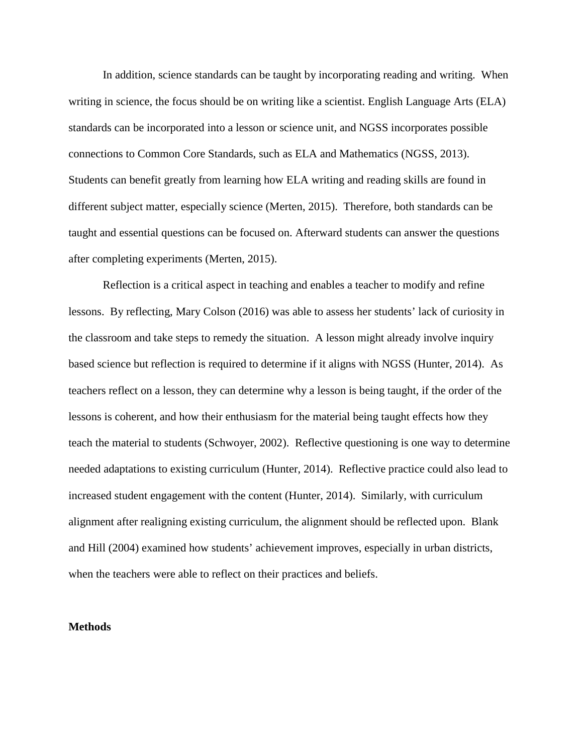In addition, science standards can be taught by incorporating reading and writing. When writing in science, the focus should be on writing like a scientist. English Language Arts (ELA) standards can be incorporated into a lesson or science unit, and NGSS incorporates possible connections to Common Core Standards, such as ELA and Mathematics (NGSS, 2013). Students can benefit greatly from learning how ELA writing and reading skills are found in different subject matter, especially science (Merten, 2015). Therefore, both standards can be taught and essential questions can be focused on. Afterward students can answer the questions after completing experiments (Merten, 2015).

Reflection is a critical aspect in teaching and enables a teacher to modify and refine lessons. By reflecting, Mary Colson (2016) was able to assess her students' lack of curiosity in the classroom and take steps to remedy the situation. A lesson might already involve inquiry based science but reflection is required to determine if it aligns with NGSS (Hunter, 2014). As teachers reflect on a lesson, they can determine why a lesson is being taught, if the order of the lessons is coherent, and how their enthusiasm for the material being taught effects how they teach the material to students (Schwoyer, 2002). Reflective questioning is one way to determine needed adaptations to existing curriculum (Hunter, 2014). Reflective practice could also lead to increased student engagement with the content (Hunter, 2014). Similarly, with curriculum alignment after realigning existing curriculum, the alignment should be reflected upon. Blank and Hill (2004) examined how students' achievement improves, especially in urban districts, when the teachers were able to reflect on their practices and beliefs.

**Methods**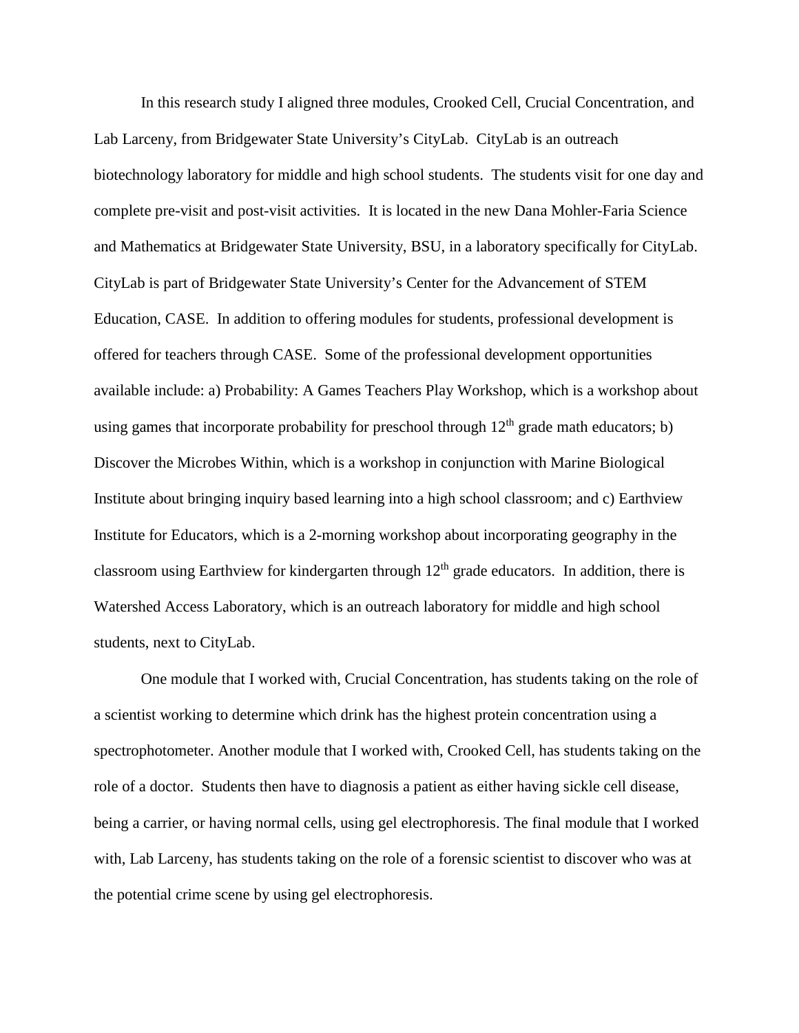In this research study I aligned three modules, Crooked Cell, Crucial Concentration, and Lab Larceny, from Bridgewater State University's CityLab. CityLab is an outreach biotechnology laboratory for middle and high school students. The students visit for one day and complete pre-visit and post-visit activities. It is located in the new Dana Mohler-Faria Science and Mathematics at Bridgewater State University, BSU, in a laboratory specifically for CityLab. CityLab is part of Bridgewater State University's Center for the Advancement of STEM Education, CASE. In addition to offering modules for students, professional development is offered for teachers through CASE. Some of the professional development opportunities available include: a) Probability: A Games Teachers Play Workshop, which is a workshop about using games that incorporate probability for preschool through 12th grade math educators; b) Discover the Microbes Within, which is a workshop in conjunction with Marine Biological Institute about bringing inquiry based learning into a high school classroom; and c) Earthview Institute for Educators, which is a 2-morning workshop about incorporating geography in the classroom using Earthview for kindergarten through 12th grade educators. In addition, there is Watershed Access Laboratory, which is an outreach laboratory for middle and high school students, next to CityLab.

One module that I worked with, Crucial Concentration, has students taking on the role of a scientist working to determine which drink has the highest protein concentration using a spectrophotometer. Another module that I worked with, Crooked Cell, has students taking on the role of a doctor. Students then have to diagnosis a patient as either having sickle cell disease, being a carrier, or having normal cells, using gel electrophoresis. The final module that I worked with, Lab Larceny, has students taking on the role of a forensic scientist to discover who was at the potential crime scene by using gel electrophoresis.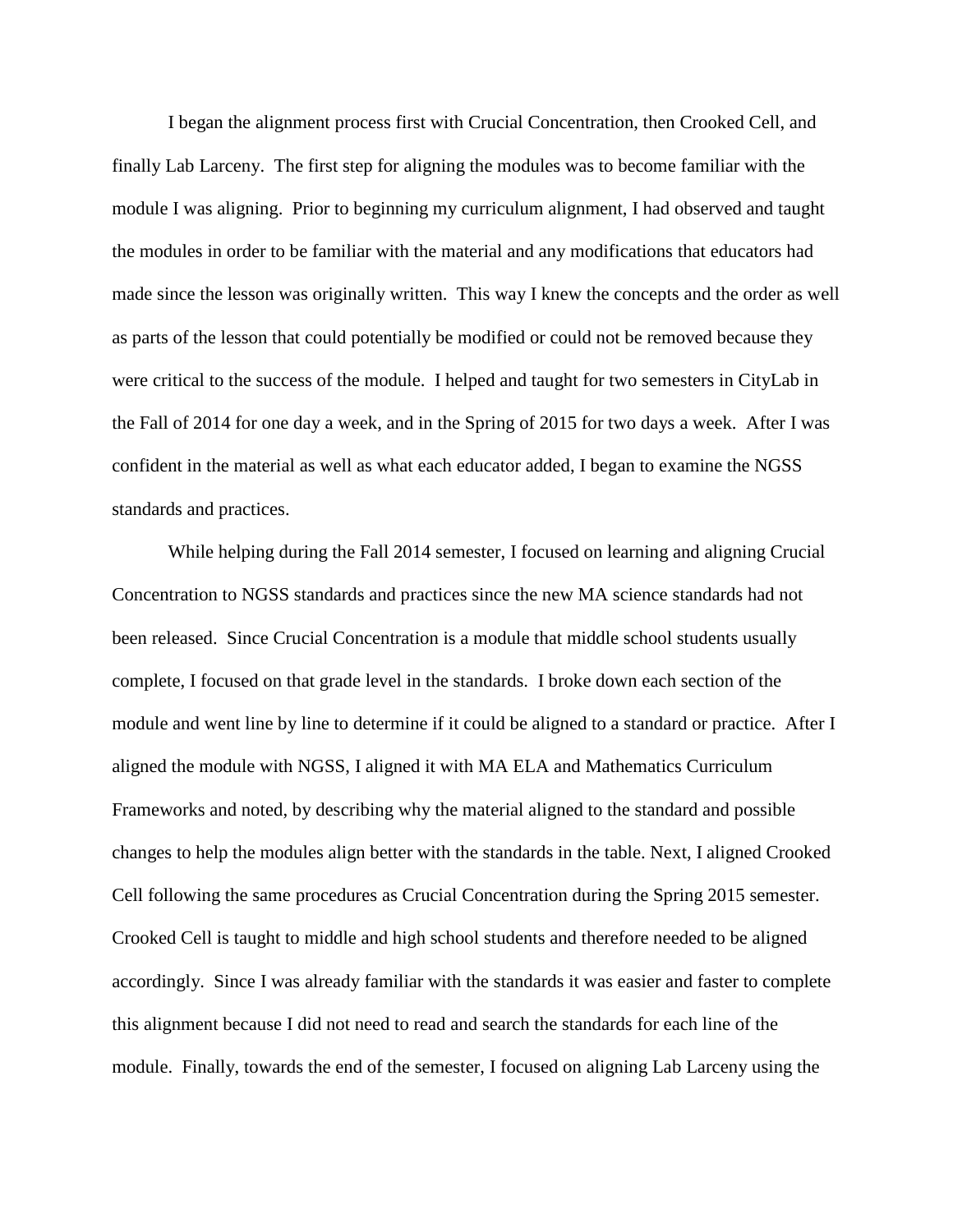I began the alignment process first with Crucial Concentration, then Crooked Cell, and finally Lab Larceny. The first step for aligning the modules was to become familiar with the module I was aligning. Prior to beginning my curriculum alignment, I had observed and taught the modules in order to be familiar with the material and any modifications that educators had made since the lesson was originally written. This way I knew the concepts and the order as well as parts of the lesson that could potentially be modified or could not be removed because they were critical to the success of the module. I helped and taught for two semesters in CityLab in the Fall of 2014 for one day a week, and in the Spring of 2015 for two days a week. After I was confident in the material as well as what each educator added, I began to examine the NGSS standards and practices.

While helping during the Fall 2014 semester, I focused on learning and aligning Crucial Concentration to NGSS standards and practices since the new MA science standards had not been released. Since Crucial Concentration is a module that middle school students usually complete, I focused on that grade level in the standards. I broke down each section of the module and went line by line to determine if it could be aligned to a standard or practice. After I aligned the module with NGSS, I aligned it with MA ELA and Mathematics Curriculum Frameworks and noted, by describing why the material aligned to the standard and possible changes to help the modules align better with the standards in the table. Next, I aligned Crooked Cell following the same procedures as Crucial Concentration during the Spring 2015 semester. Crooked Cell is taught to middle and high school students and therefore needed to be aligned accordingly. Since I was already familiar with the standards it was easier and faster to complete this alignment because I did not need to read and search the standards for each line of the module. Finally, towards the end of the semester, I focused on aligning Lab Larceny using the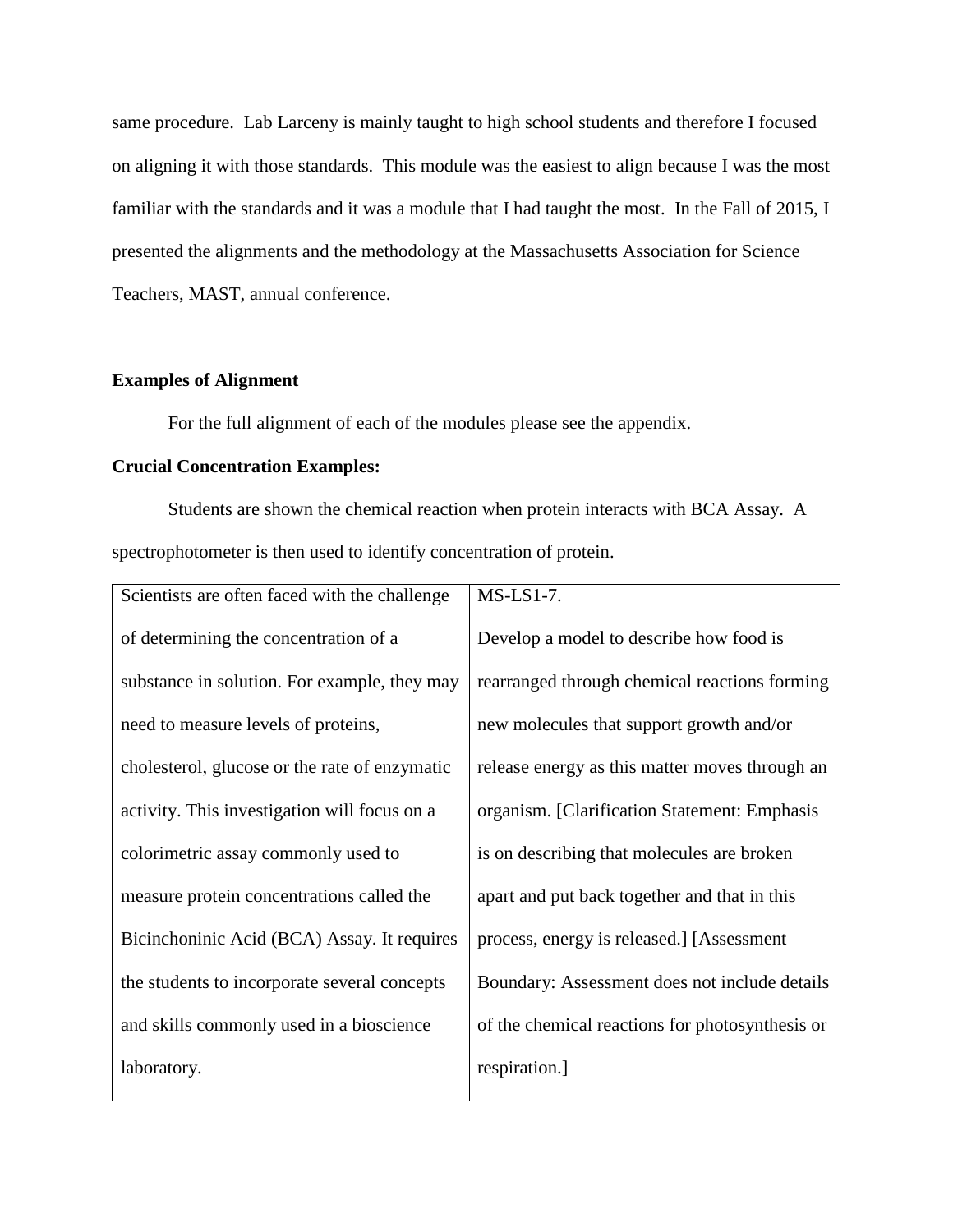same procedure. Lab Larceny is mainly taught to high school students and therefore I focused on aligning it with those standards. This module was the easiest to align because I was the most familiar with the standards and it was a module that I had taught the most. In the Fall of 2015, I presented the alignments and the methodology at the Massachusetts Association for Science Teachers, MAST, annual conference.

**Examples of Alignment**

For the full alignment of each of the modules please see the appendix.

**Crucial Concentration Examples:**

Students are shown the chemical reaction when protein interacts with BCA Assay. A spectrophotometer is then used to identify concentration of protein.

| Scientists are often faced with the challenge of determining the concentration of a substance in solution. For example, they may need to measure levels of proteins, cholesterol, glucose or the rate of enzymatic activity. This investigation will focus on a colorimetric assay commonly used to measure protein concentrations called the Bicinchoninic Acid (BCA) Assay. It requires the students to incorporate several concepts and skills commonly used in a bioscience laboratory. | MS-LS1-7. Develop a model to describe how food is rearranged through chemical reactions forming new molecules that support growth and/or release energy as this matter moves through an organism. [Clarification Statement: Emphasis is on describing that molecules are broken apart and put back together and that in this process, energy is released.] [Assessment Boundary: Assessment does not include details of the chemical reactions for photosynthesis or respiration.] |
|---|---|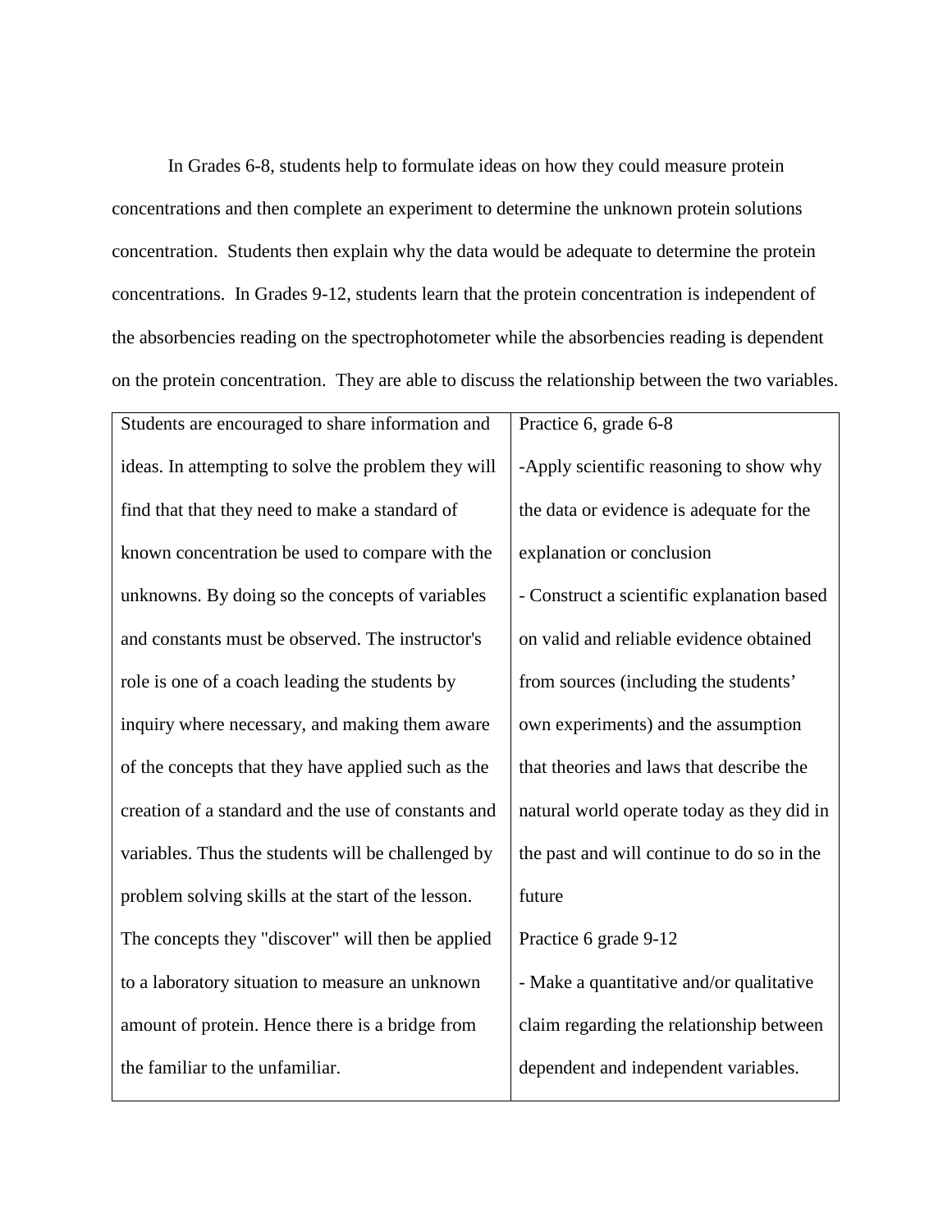In Grades 6-8, students help to formulate ideas on how they could measure protein concentrations and then complete an experiment to determine the unknown protein solutions concentration. Students then explain why the data would be adequate to determine the protein concentrations. In Grades 9-12, students learn that the protein concentration is independent of the absorbencies reading on the spectrophotometer while the absorbencies reading is dependent on the protein concentration. They are able to discuss the relationship between the two variables.

| | |
|---|---|
| Students are encouraged to share information and ideas. In attempting to solve the problem they will find that that they need to make a standard of known concentration be used to compare with the unknowns. By doing so the concepts of variables and constants must be observed. The instructor's role is one of a coach leading the students by inquiry where necessary, and making them aware of the concepts that they have applied such as the creation of a standard and the use of constants and variables. Thus the students will be challenged by problem solving skills at the start of the lesson. The concepts they "discover" will then be applied to a laboratory situation to measure an unknown amount of protein. Hence there is a bridge from the familiar to the unfamiliar. | Practice 6, grade 6-8<br>-Apply scientific reasoning to show why the data or evidence is adequate for the explanation or conclusion<br>- Construct a scientific explanation based on valid and reliable evidence obtained from sources (including the students' own experiments) and the assumption that theories and laws that describe the natural world operate today as they did in the past and will continue to do so in the future<br>Practice 6 grade 9-12<br>- Make a quantitative and/or qualitative claim regarding the relationship between dependent and independent variables. |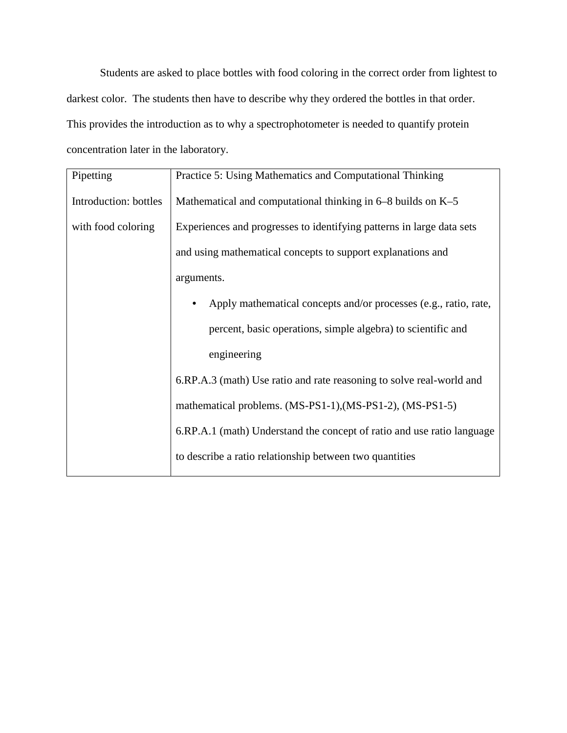Students are asked to place bottles with food coloring in the correct order from lightest to darkest color. The students then have to describe why they ordered the bottles in that order. This provides the introduction as to why a spectrophotometer is needed to quantify protein concentration later in the laboratory.

| | |
|---|---|
| Pipetting<br><br>Introduction: bottles with food coloring | Practice 5: Using Mathematics and Computational Thinking<br><br>Mathematical and computational thinking in 6–8 builds on K–5 Experiences and progresses to identifying patterns in large data sets and using mathematical concepts to support explanations and arguments.<br><br>• Apply mathematical concepts and/or processes (e.g., ratio, rate, percent, basic operations, simple algebra) to scientific and engineering<br><br>6.RP.A.3 (math) Use ratio and rate reasoning to solve real-world and mathematical problems. (MS-PS1-1),(MS-PS1-2), (MS-PS1-5)<br><br>6.RP.A.1 (math) Understand the concept of ratio and use ratio language to describe a ratio relationship between two quantities |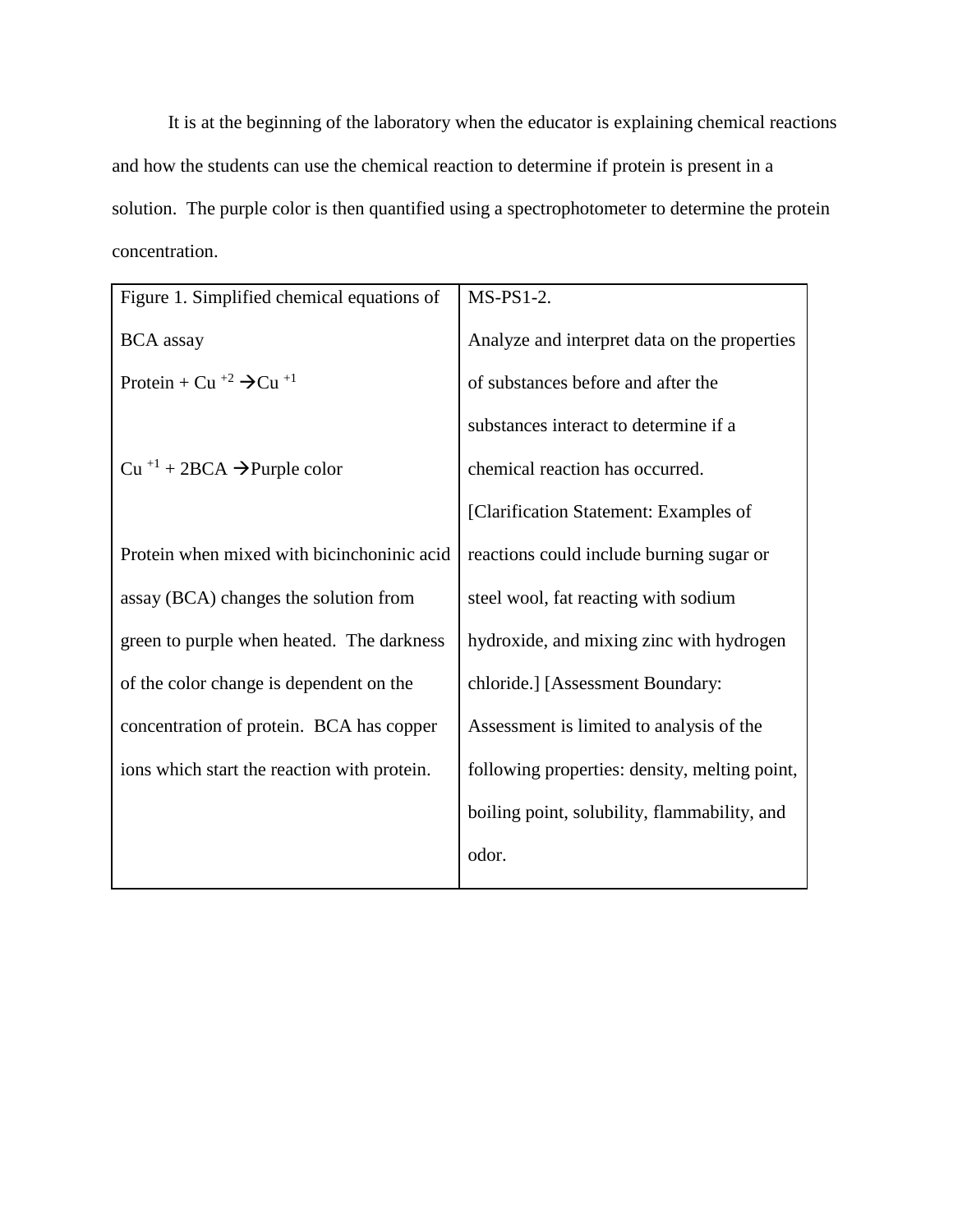It is at the beginning of the laboratory when the educator is explaining chemical reactions and how the students can use the chemical reaction to determine if protein is present in a solution. The purple color is then quantified using a spectrophotometer to determine the protein concentration.

| Figure 1. Simplified chemical equations of BCA assay | MS-PS1-2. |
| --- | --- |
| Protein + $Cu^{+2} \rightarrow Cu^{+1}$<br><br>$Cu^{+1}$ + 2BCA → Purple color<br><br>Protein when mixed with bicinchoninic acid assay (BCA) changes the solution from green to purple when heated. The darkness of the color change is dependent on the concentration of protein. BCA has copper ions which start the reaction with protein. | Analyze and interpret data on the properties of substances before and after the substances interact to determine if a chemical reaction has occurred. [Clarification Statement: Examples of reactions could include burning sugar or steel wool, fat reacting with sodium hydroxide, and mixing zinc with hydrogen chloride.] [Assessment Boundary: Assessment is limited to analysis of the following properties: density, melting point, boiling point, solubility, flammability, and odor. |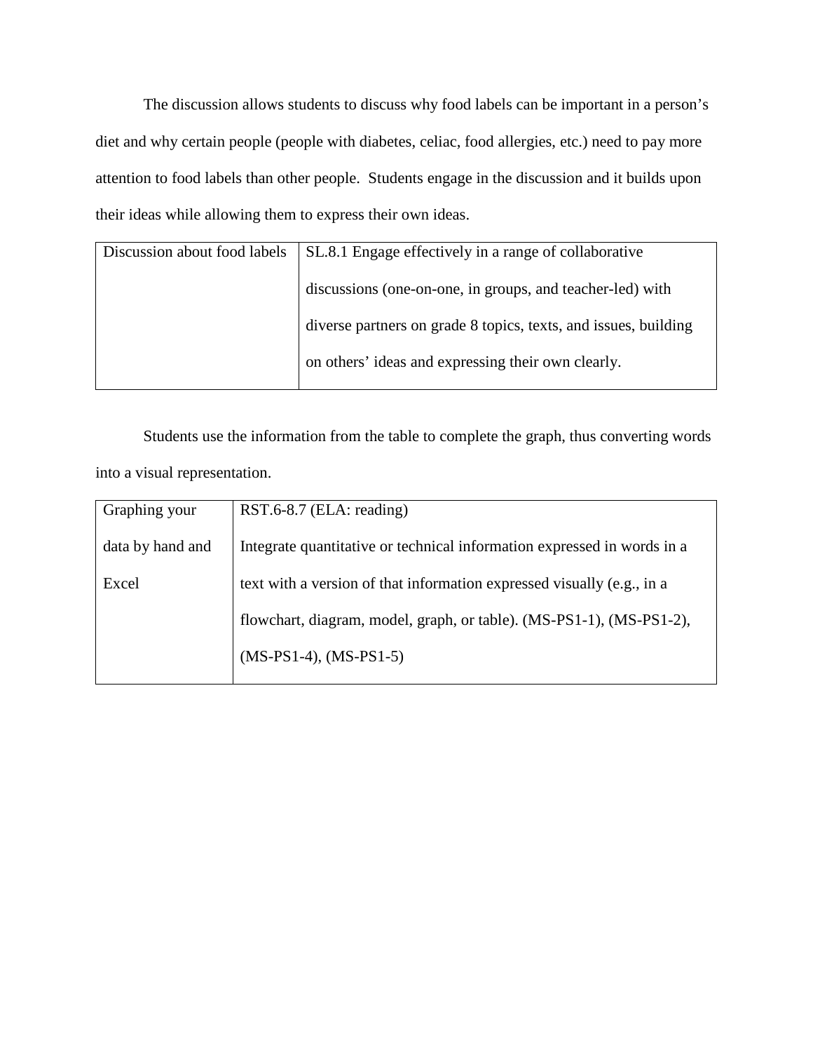The discussion allows students to discuss why food labels can be important in a person's diet and why certain people (people with diabetes, celiac, food allergies, etc.) need to pay more attention to food labels than other people. Students engage in the discussion and it builds upon their ideas while allowing them to express their own ideas.

| Discussion about food labels | SL.8.1 Engage effectively in a range of collaborative discussions (one-on-one, in groups, and teacher-led) with diverse partners on grade 8 topics, texts, and issues, building on others' ideas and expressing their own clearly. |
|---|---|

Students use the information from the table to complete the graph, thus converting words into a visual representation.

| Graphing your data by hand and Excel | RST.6-8.7 (ELA: reading)<br>Integrate quantitative or technical information expressed in words in a text with a version of that information expressed visually (e.g., in a flowchart, diagram, model, graph, or table). (MS-PS1-1), (MS-PS1-2), (MS-PS1-4), (MS-PS1-5) |
|---|---|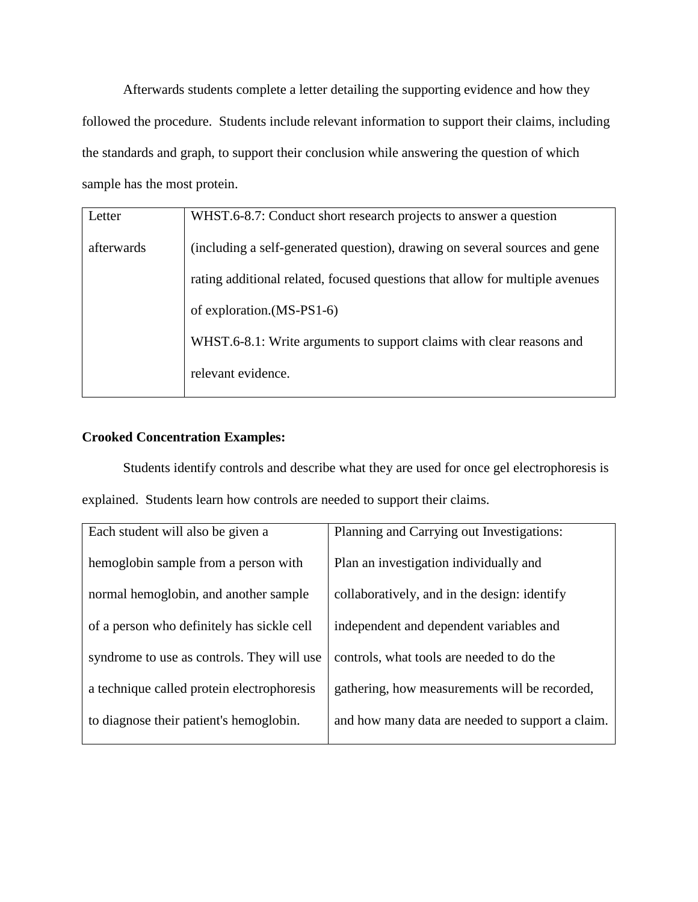Afterwards students complete a letter detailing the supporting evidence and how they followed the procedure. Students include relevant information to support their claims, including the standards and graph, to support their conclusion while answering the question of which sample has the most protein.

| Letter afterwards | WHST.6-8.7: Conduct short research projects to answer a question (including a self-generated question), drawing on several sources and gene rating additional related, focused questions that allow for multiple avenues of exploration.(MS-PS1-6)<br>WHST.6-8.1: Write arguments to support claims with clear reasons and relevant evidence. |
|---|---|

**Crooked Concentration Examples:**

Students identify controls and describe what they are used for once gel electrophoresis is explained. Students learn how controls are needed to support their claims.

| Each student will also be given a hemoglobin sample from a person with normal hemoglobin, and another sample of a person who definitely has sickle cell syndrome to use as controls. They will use a technique called protein electrophoresis to diagnose their patient's hemoglobin. | Planning and Carrying out Investigations: Plan an investigation individually and collaboratively, and in the design: identify independent and dependent variables and controls, what tools are needed to do the gathering, how measurements will be recorded, and how many data are needed to support a claim. |
|---|---|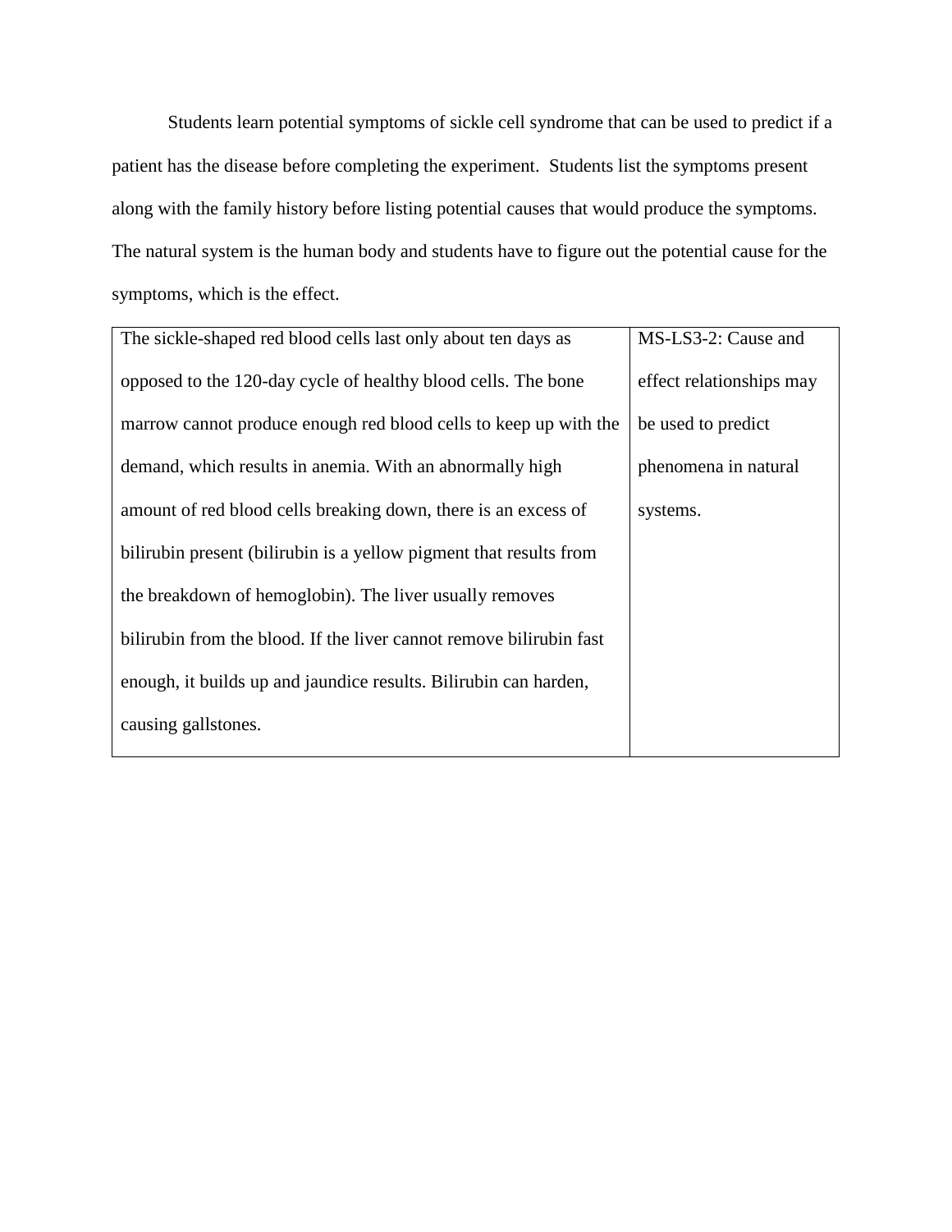Students learn potential symptoms of sickle cell syndrome that can be used to predict if a patient has the disease before completing the experiment. Students list the symptoms present along with the family history before listing potential causes that would produce the symptoms. The natural system is the human body and students have to figure out the potential cause for the symptoms, which is the effect.

| | |
|---|---|
| The sickle-shaped red blood cells last only about ten days as opposed to the 120-day cycle of healthy blood cells. The bone marrow cannot produce enough red blood cells to keep up with the demand, which results in anemia. With an abnormally high amount of red blood cells breaking down, there is an excess of bilirubin present (bilirubin is a yellow pigment that results from the breakdown of hemoglobin). The liver usually removes bilirubin from the blood. If the liver cannot remove bilirubin fast enough, it builds up and jaundice results. Bilirubin can harden, causing gallstones. | MS-LS3-2: Cause and effect relationships may be used to predict phenomena in natural systems. |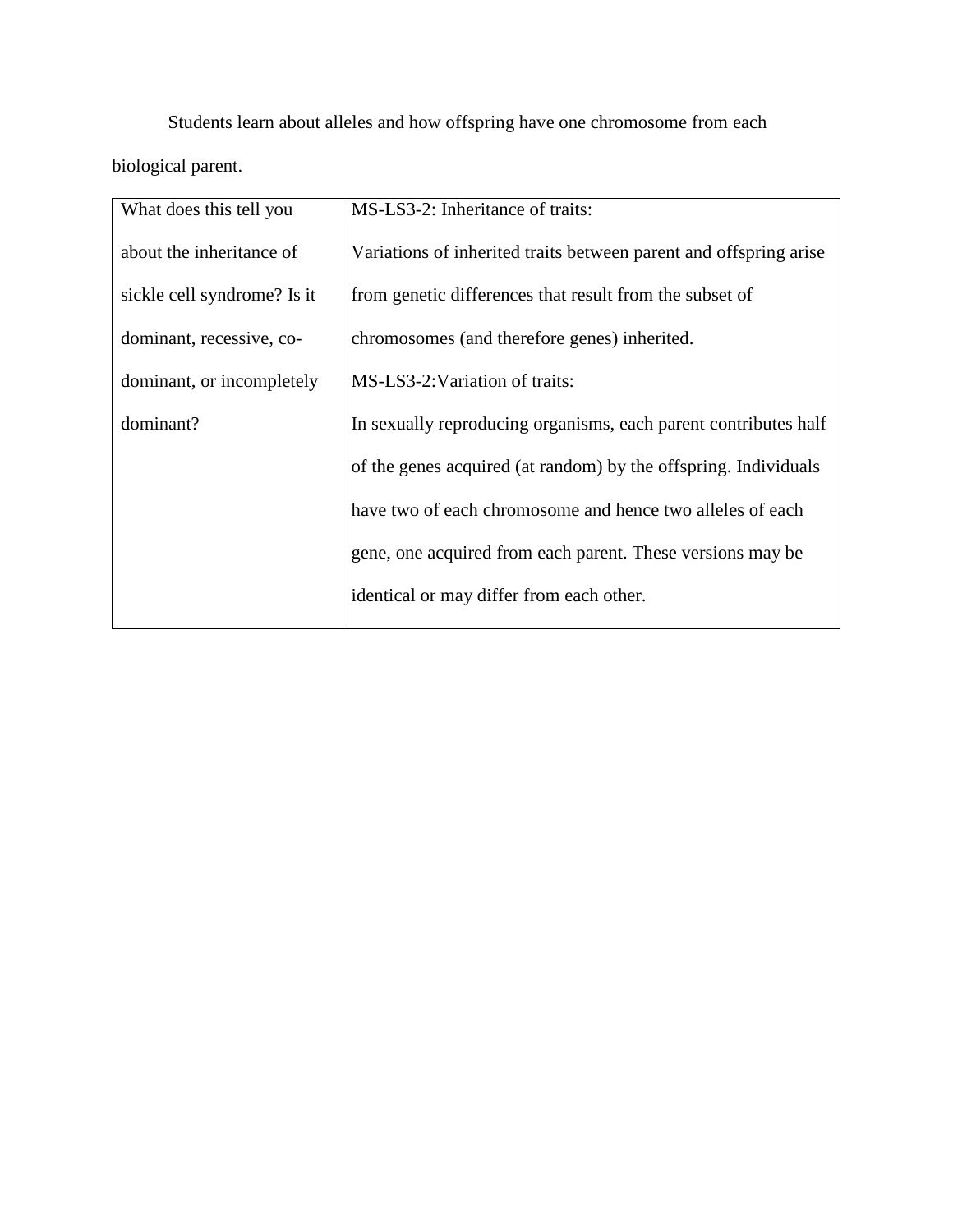Students learn about alleles and how offspring have one chromosome from each biological parent.

| What does this tell you about the inheritance of sickle cell syndrome? Is it dominant, recessive, co-dominant, or incompletely dominant? | MS-LS3-2: Inheritance of traits:<br>Variations of inherited traits between parent and offspring arise from genetic differences that result from the subset of chromosomes (and therefore genes) inherited.<br>MS-LS3-2:Variation of traits:<br>In sexually reproducing organisms, each parent contributes half of the genes acquired (at random) by the offspring. Individuals have two of each chromosome and hence two alleles of each gene, one acquired from each parent. These versions may be identical or may differ from each other. |
|---|---|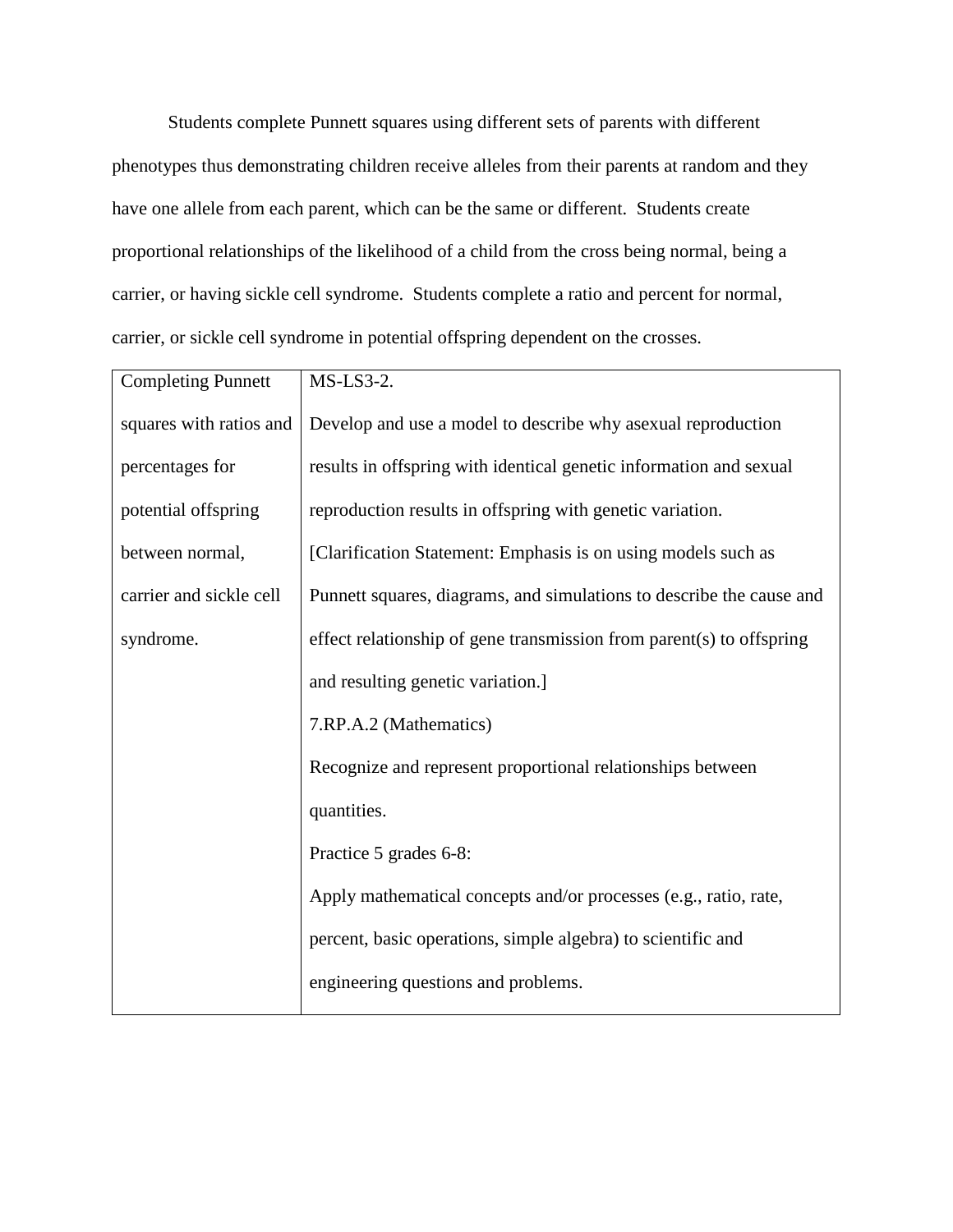Students complete Punnett squares using different sets of parents with different phenotypes thus demonstrating children receive alleles from their parents at random and they have one allele from each parent, which can be the same or different. Students create proportional relationships of the likelihood of a child from the cross being normal, being a carrier, or having sickle cell syndrome. Students complete a ratio and percent for normal, carrier, or sickle cell syndrome in potential offspring dependent on the crosses.

| | |
|---|---|
| Completing Punnett squares with ratios and percentages for potential offspring between normal, carrier and sickle cell syndrome. | MS-LS3-2.<br>Develop and use a model to describe why asexual reproduction results in offspring with identical genetic information and sexual reproduction results in offspring with genetic variation. [Clarification Statement: Emphasis is on using models such as Punnett squares, diagrams, and simulations to describe the cause and effect relationship of gene transmission from parent(s) to offspring and resulting genetic variation.]<br>7.RP.A.2 (Mathematics)<br>Recognize and represent proportional relationships between quantities.<br>Practice 5 grades 6-8:<br>Apply mathematical concepts and/or processes (e.g., ratio, rate, percent, basic operations, simple algebra) to scientific and engineering questions and problems. |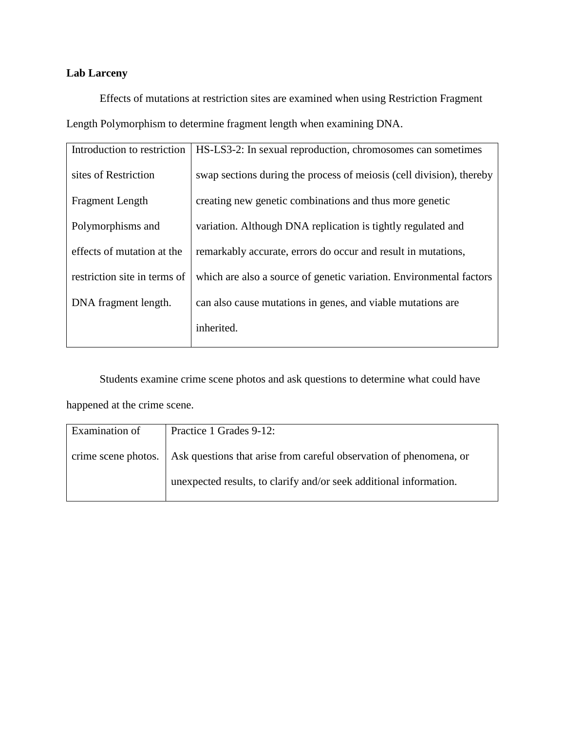**Lab Larceny**

Effects of mutations at restriction sites are examined when using Restriction Fragment Length Polymorphism to determine fragment length when examining DNA.

| Introduction to restriction sites of Restriction Fragment Length Polymorphisms and effects of mutation at the restriction site in terms of DNA fragment length. | HS-LS3-2: In sexual reproduction, chromosomes can sometimes swap sections during the process of meiosis (cell division), thereby creating new genetic combinations and thus more genetic variation. Although DNA replication is tightly regulated and remarkably accurate, errors do occur and result in mutations, which are also a source of genetic variation. Environmental factors can also cause mutations in genes, and viable mutations are inherited. |
|---|---|

Students examine crime scene photos and ask questions to determine what could have happened at the crime scene.

| Examination of crime scene photos. | Practice 1 Grades 9-12: Ask questions that arise from careful observation of phenomena, or unexpected results, to clarify and/or seek additional information. |
|---|---|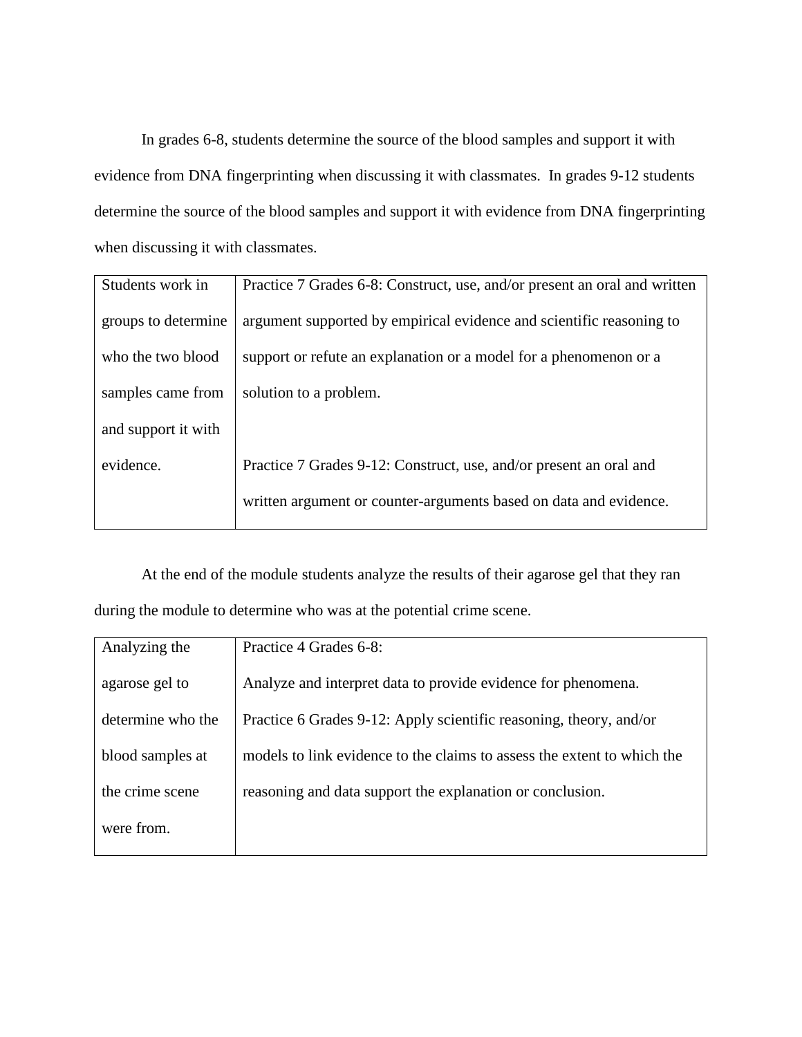In grades 6-8, students determine the source of the blood samples and support it with evidence from DNA fingerprinting when discussing it with classmates. In grades 9-12 students determine the source of the blood samples and support it with evidence from DNA fingerprinting when discussing it with classmates.

| Students work in groups to determine who the two blood samples came from and support it with evidence. | Practice 7 Grades 6-8: Construct, use, and/or present an oral and written argument supported by empirical evidence and scientific reasoning to support or refute an explanation or a model for a phenomenon or a solution to a problem.<br><br>Practice 7 Grades 9-12: Construct, use, and/or present an oral and written argument or counter-arguments based on data and evidence. |
|---|---|

At the end of the module students analyze the results of their agarose gel that they ran during the module to determine who was at the potential crime scene.

| Analyzing the agarose gel to determine who the blood samples at the crime scene were from. | Practice 4 Grades 6-8:<br>Analyze and interpret data to provide evidence for phenomena.<br>Practice 6 Grades 9-12: Apply scientific reasoning, theory, and/or models to link evidence to the claims to assess the extent to which the reasoning and data support the explanation or conclusion. |
|---|---|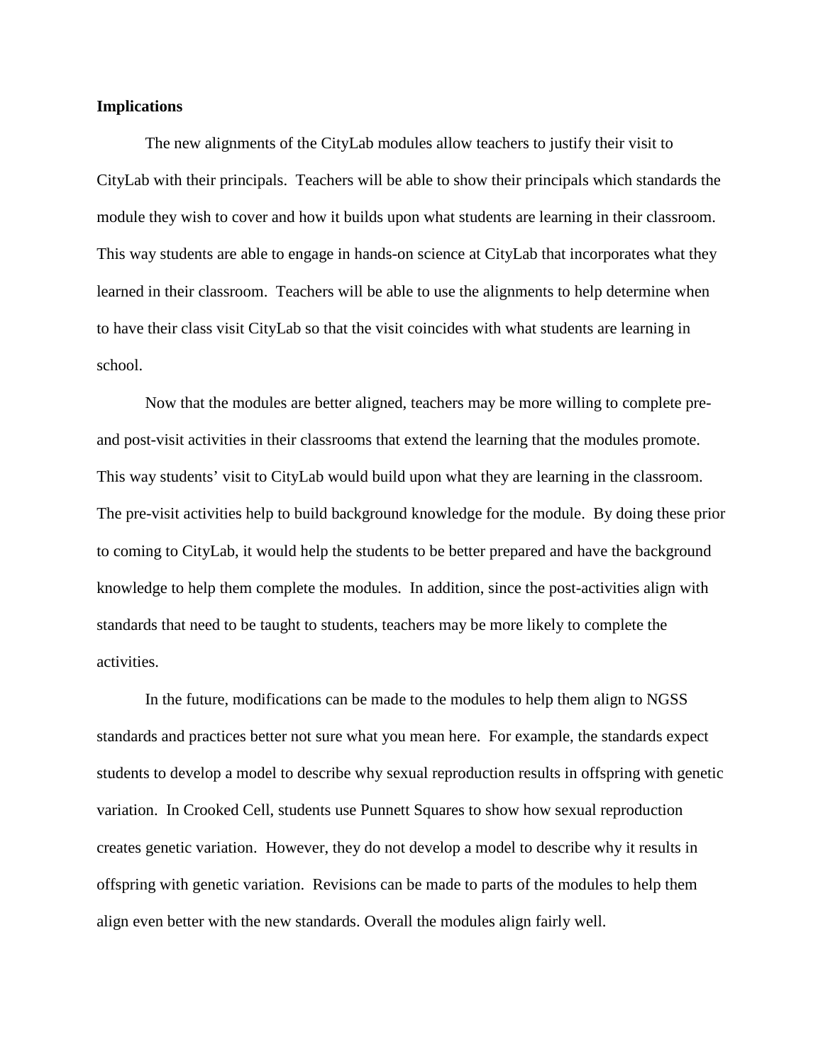**Implications**

The new alignments of the CityLab modules allow teachers to justify their visit to CityLab with their principals.  Teachers will be able to show their principals which standards the module they wish to cover and how it builds upon what students are learning in their classroom.  This way students are able to engage in hands-on science at CityLab that incorporates what they learned in their classroom.  Teachers will be able to use the alignments to help determine when to have their class visit CityLab so that the visit coincides with what students are learning in school.

Now that the modules are better aligned, teachers may be more willing to complete pre- and post-visit activities in their classrooms that extend the learning that the modules promote.  This way students' visit to CityLab would build upon what they are learning in the classroom.  The pre-visit activities help to build background knowledge for the module.  By doing these prior to coming to CityLab, it would help the students to be better prepared and have the background knowledge to help them complete the modules.  In addition, since the post-activities align with standards that need to be taught to students, teachers may be more likely to complete the activities.

In the future, modifications can be made to the modules to help them align to NGSS standards and practices better not sure what you mean here.  For example, the standards expect students to develop a model to describe why sexual reproduction results in offspring with genetic variation.  In Crooked Cell, students use Punnett Squares to show how sexual reproduction creates genetic variation.  However, they do not develop a model to describe why it results in offspring with genetic variation.  Revisions can be made to parts of the modules to help them align even better with the new standards. Overall the modules align fairly well.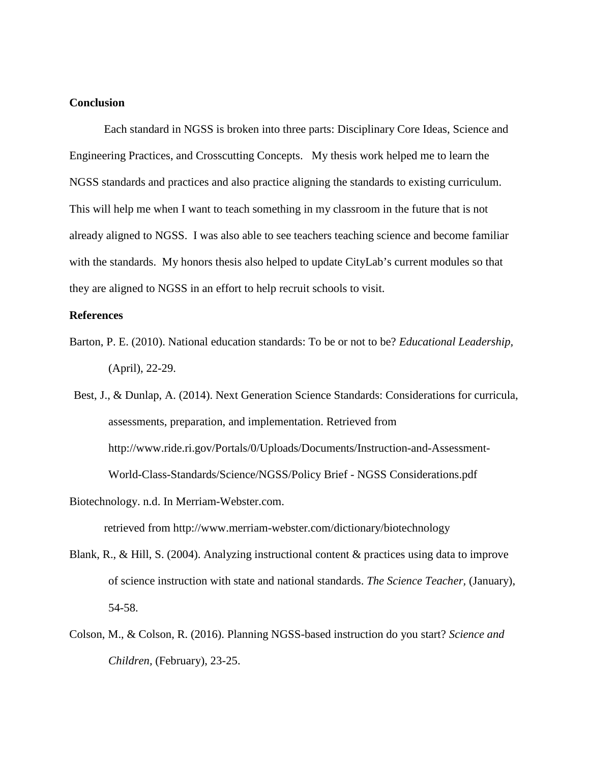**Conclusion**

Each standard in NGSS is broken into three parts: Disciplinary Core Ideas, Science and Engineering Practices, and Crosscutting Concepts. My thesis work helped me to learn the NGSS standards and practices and also practice aligning the standards to existing curriculum. This will help me when I want to teach something in my classroom in the future that is not already aligned to NGSS. I was also able to see teachers teaching science and become familiar with the standards. My honors thesis also helped to update CityLab's current modules so that they are aligned to NGSS in an effort to help recruit schools to visit.

**References**

Barton, P. E. (2010). National education standards: To be or not to be? *Educational Leadership,* (April), 22-29.

Best, J., & Dunlap, A. (2014). Next Generation Science Standards: Considerations for curricula, assessments, preparation, and implementation. Retrieved from http://www.ride.ri.gov/Portals/0/Uploads/Documents/Instruction-and-Assessment-World-Class-Standards/Science/NGSS/Policy Brief - NGSS Considerations.pdf

Biotechnology. n.d. In Merriam-Webster.com. retrieved from http://www.merriam-webster.com/dictionary/biotechnology

Blank, R., & Hill, S. (2004). Analyzing instructional content & practices using data to improve of science instruction with state and national standards. *The Science Teacher,* (January), 54-58.

Colson, M., & Colson, R. (2016). Planning NGSS-based instruction do you start? *Science and Children*, (February), 23-25.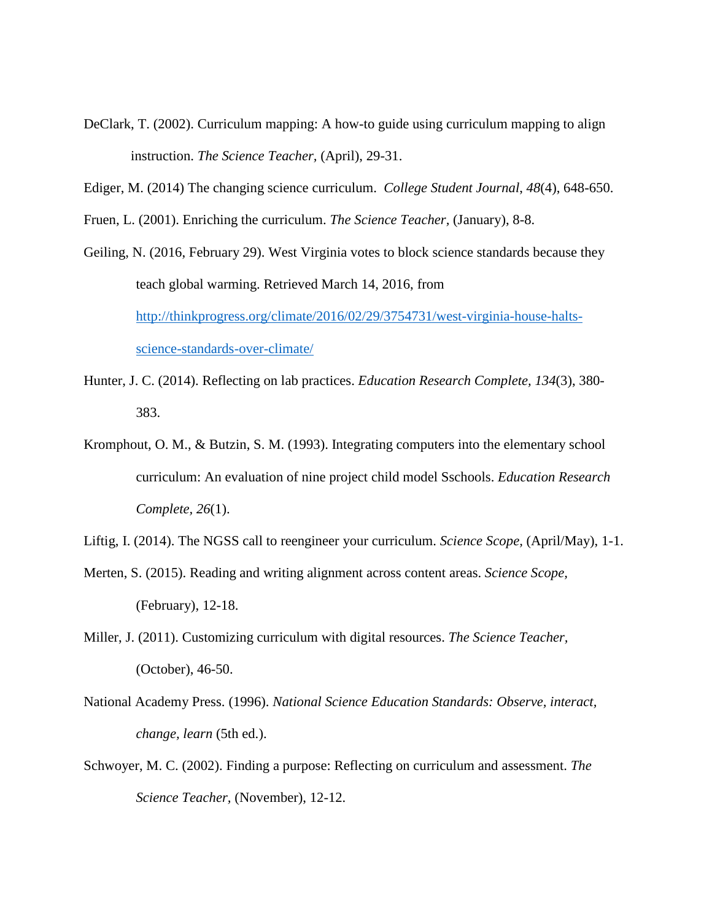DeClark, T. (2002). Curriculum mapping: A how-to guide using curriculum mapping to align instruction. *The Science Teacher,* (April), 29-31.

Ediger, M. (2014) The changing science curriculum. *College Student Journal*, *48*(4), 648-650.

Fruen, L. (2001). Enriching the curriculum. *The Science Teacher,* (January), 8-8.

Geiling, N. (2016, February 29). West Virginia votes to block science standards because they teach global warming. Retrieved March 14, 2016, from http://thinkprogress.org/climate/2016/02/29/3754731/west-virginia-house-halts-science-standards-over-climate/

Hunter, J. C. (2014). Reflecting on lab practices. *Education Research Complete, 134*(3), 380-383.

Kromphout, O. M., & Butzin, S. M. (1993). Integrating computers into the elementary school curriculum: An evaluation of nine project child model Sschools. *Education Research Complete, 26*(1).

Liftig, I. (2014). The NGSS call to reengineer your curriculum. *Science Scope,* (April/May), 1-1.

Merten, S. (2015). Reading and writing alignment across content areas. *Science Scope,* (February), 12-18.

Miller, J. (2011). Customizing curriculum with digital resources. *The Science Teacher,* (October), 46-50.

National Academy Press. (1996). *National Science Education Standards: Observe, interact, change, learn* (5th ed.).

Schwoyer, M. C. (2002). Finding a purpose: Reflecting on curriculum and assessment. *The Science Teacher,* (November), 12-12.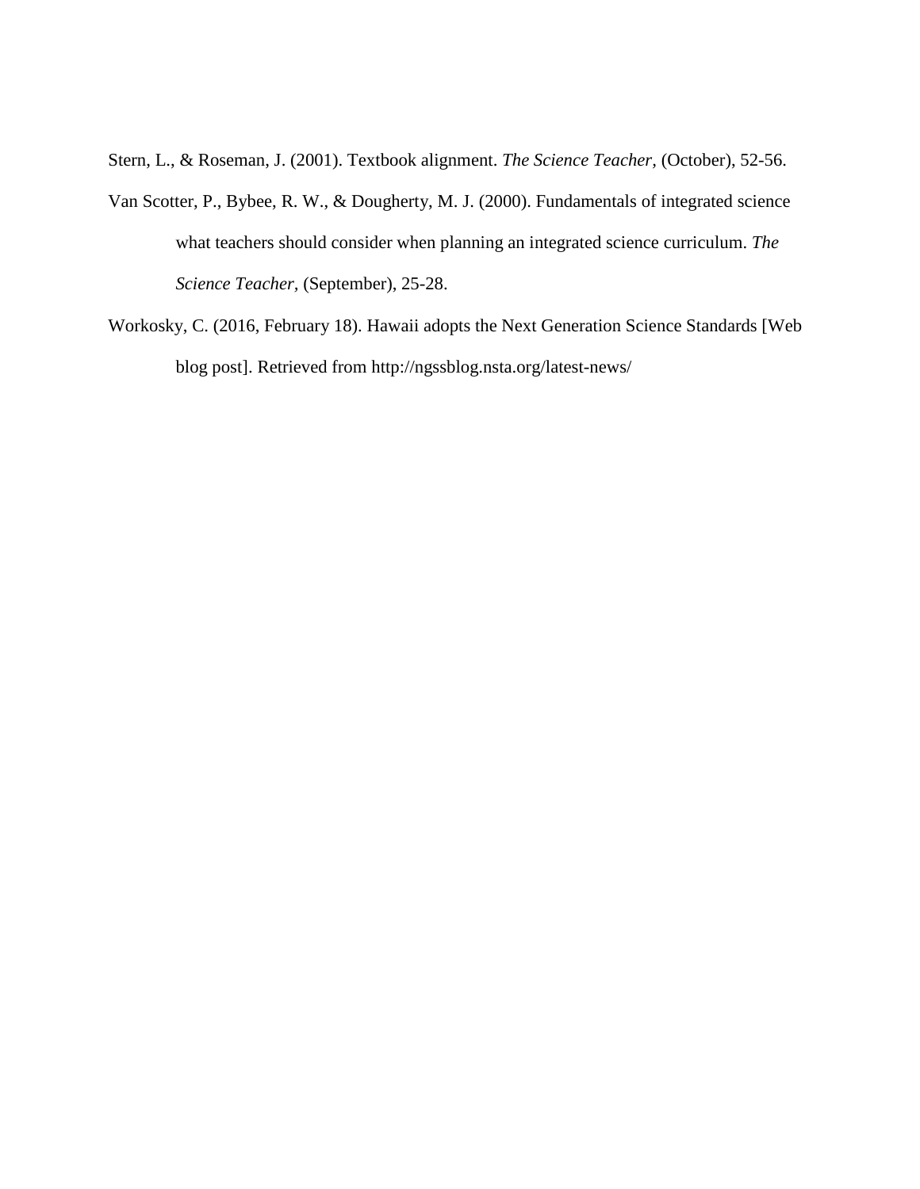Stern, L., & Roseman, J. (2001). Textbook alignment. *The Science Teacher,* (October), 52-56.

Van Scotter, P., Bybee, R. W., & Dougherty, M. J. (2000). Fundamentals of integrated science what teachers should consider when planning an integrated science curriculum. *The Science Teacher,* (September), 25-28.

Workosky, C. (2016, February 18). Hawaii adopts the Next Generation Science Standards [Web blog post]. Retrieved from http://ngssblog.nsta.org/latest-news/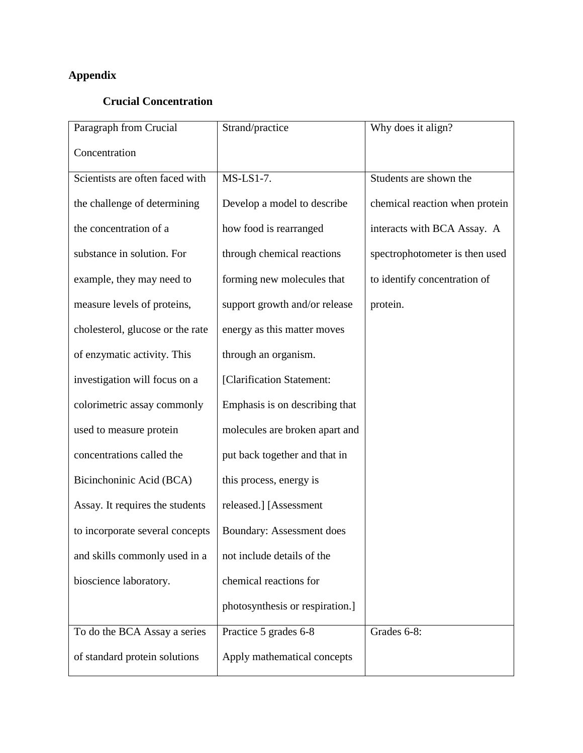# Appendix

## Crucial Concentration

| Paragraph from Crucial Concentration | Strand/practice | Why does it align? |
| --- | --- | --- |
| Scientists are often faced with the challenge of determining the concentration of a substance in solution. For example, they may need to measure levels of proteins, cholesterol, glucose or the rate of enzymatic activity. This investigation will focus on a colorimetric assay commonly used to measure protein concentrations called the Bicinchoninic Acid (BCA) Assay. It requires the students to incorporate several concepts and skills commonly used in a bioscience laboratory. | MS-LS1-7. Develop a model to describe how food is rearranged through chemical reactions forming new molecules that support growth and/or release energy as this matter moves through an organism. [Clarification Statement: Emphasis is on describing that molecules are broken apart and put back together and that in this process, energy is released.] [Assessment Boundary: Assessment does not include details of the chemical reactions for photosynthesis or respiration.] | Students are shown the chemical reaction when protein interacts with BCA Assay. A spectrophotometer is then used to identify concentration of protein. |
| To do the BCA Assay a series of standard protein solutions | Practice 5 grades 6-8 Apply mathematical concepts | Grades 6-8: |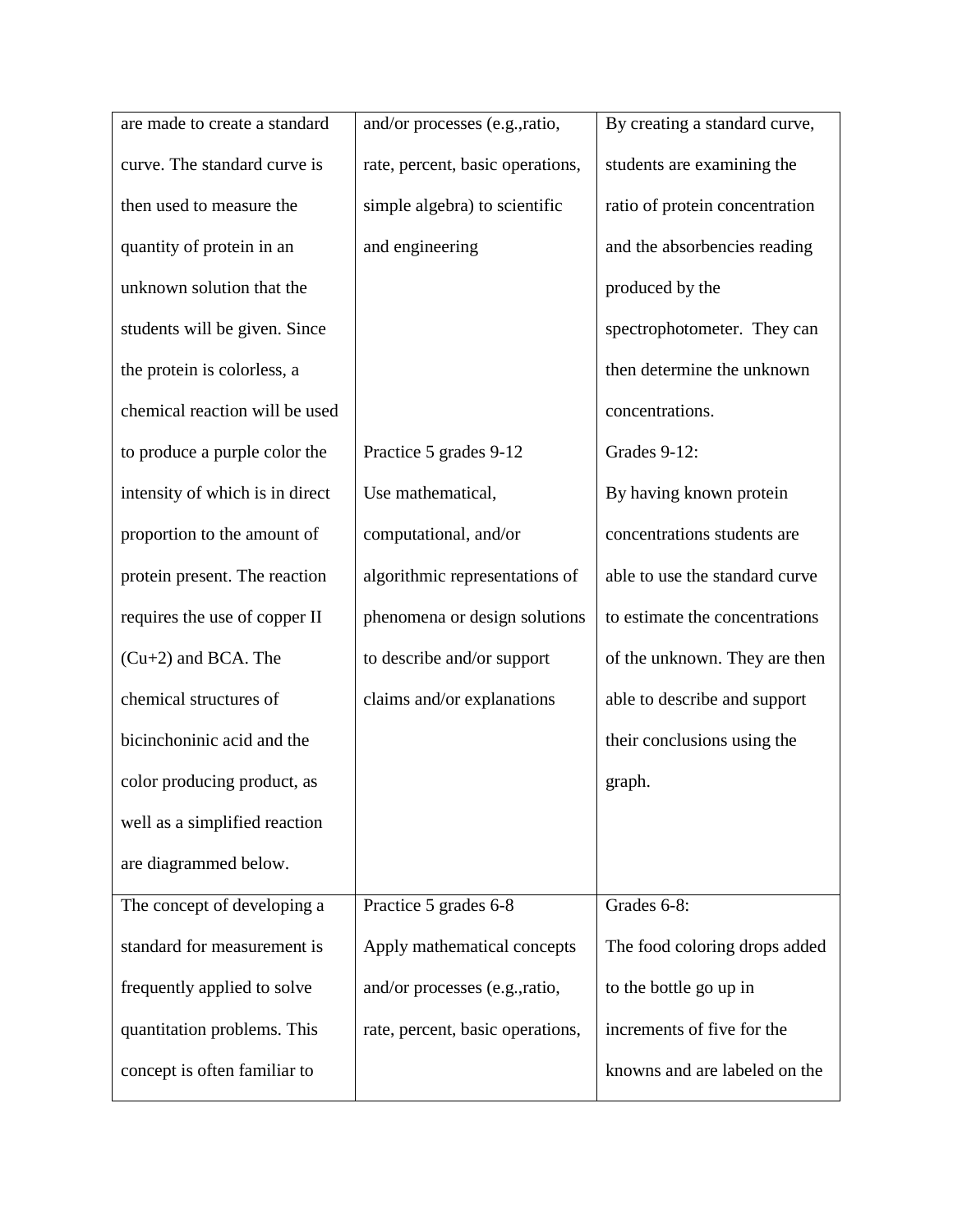| | | |
|---|---|---|
| are made to create a standard curve. The standard curve is then used to measure the quantity of protein in an unknown solution that the students will be given. Since the protein is colorless, a chemical reaction will be used to produce a purple color the intensity of which is in direct proportion to the amount of protein present. The reaction requires the use of copper II ($Cu^{+2}$) and BCA. The chemical structures of bicinchoninic acid and the color producing product, as well as a simplified reaction are diagrammed below. | and/or processes (e.g.,ratio, rate, percent, basic operations, simple algebra) to scientific and engineering<br><br>Practice 5 grades 9-12<br>Use mathematical, computational, and/or algorithmic representations of phenomena or design solutions to describe and/or support claims and/or explanations | By creating a standard curve, students are examining the ratio of protein concentration and the absorbencies reading produced by the spectrophotometer. They can then determine the unknown concentrations.<br><br>Grades 9-12:<br>By having known protein concentrations students are able to use the standard curve to estimate the concentrations of the unknown. They are then able to describe and support their conclusions using the graph. |
| The concept of developing a standard for measurement is frequently applied to solve quantitation problems. This concept is often familiar to | Practice 5 grades 6-8<br>Apply mathematical concepts and/or processes (e.g.,ratio, rate, percent, basic operations, | Grades 6-8:<br>The food coloring drops added to the bottle go up in increments of five for the knowns and are labeled on the |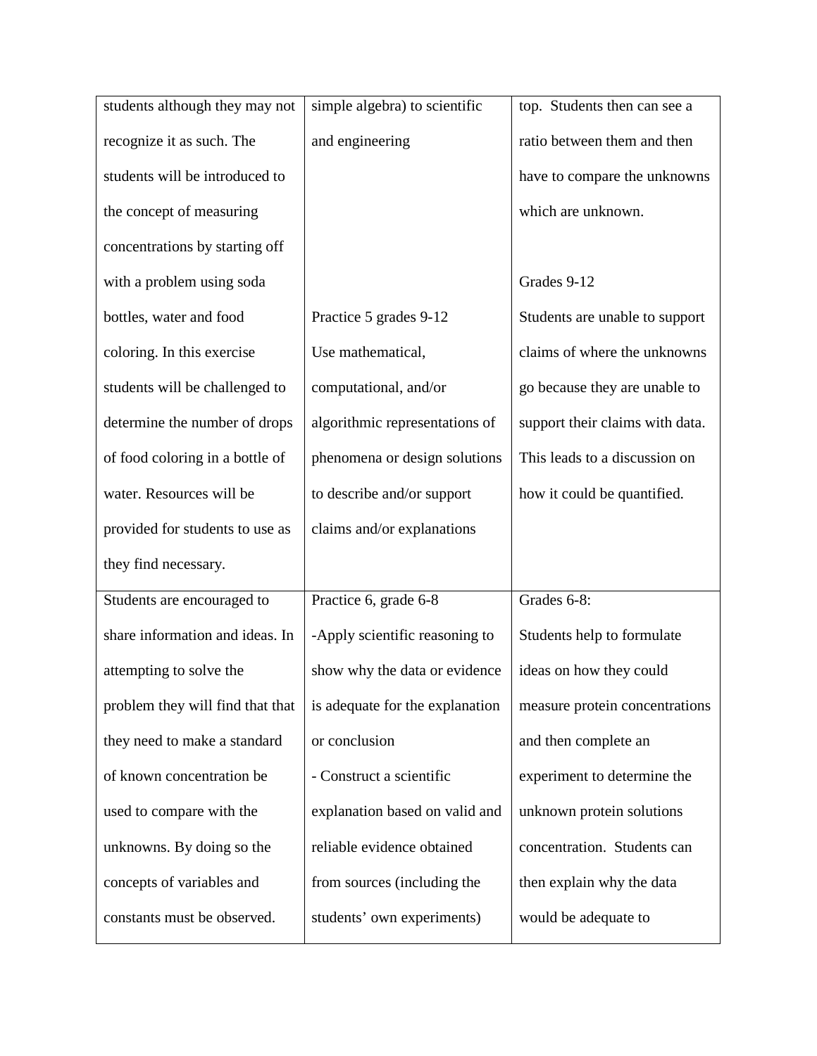| | | |
|---|---|---|
| students although they may not recognize it as such. The students will be introduced to the concept of measuring concentrations by starting off with a problem using soda bottles, water and food coloring. In this exercise students will be challenged to determine the number of drops of food coloring in a bottle of water. Resources will be provided for students to use as they find necessary. | simple algebra) to scientific and engineering<br><br>Practice 5 grades 9-12<br>Use mathematical, computational, and/or algorithmic representations of phenomena or design solutions to describe and/or support claims and/or explanations | top. Students then can see a ratio between them and then have to compare the unknowns which are unknown.<br><br>Grades 9-12<br>Students are unable to support claims of where the unknowns go because they are unable to support their claims with data. This leads to a discussion on how it could be quantified. |
| Students are encouraged to share information and ideas. In attempting to solve the problem they will find that that they need to make a standard of known concentration be used to compare with the unknowns. By doing so the concepts of variables and constants must be observed. | Practice 6, grade 6-8<br>-Apply scientific reasoning to show why the data or evidence is adequate for the explanation or conclusion<br>- Construct a scientific explanation based on valid and reliable evidence obtained from sources (including the students' own experiments) | Grades 6-8:<br>Students help to formulate ideas on how they could measure protein concentrations and then complete an experiment to determine the unknown protein solutions concentration. Students can then explain why the data would be adequate to |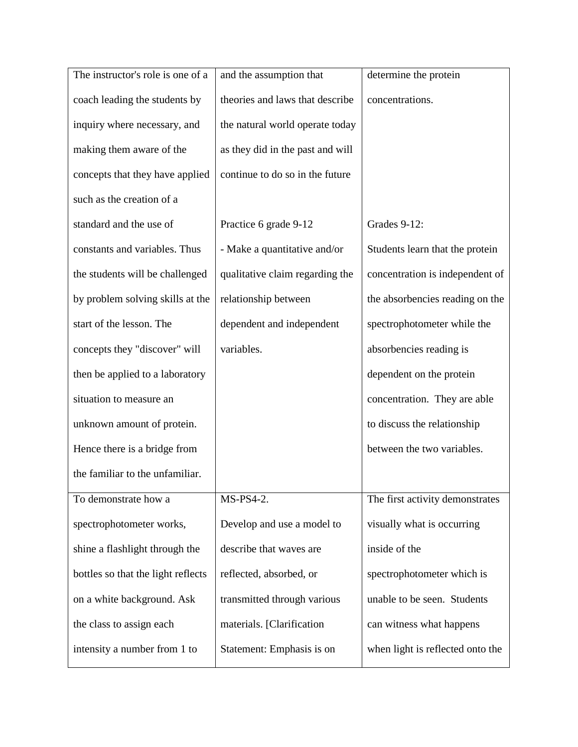| | | |
|---|---|---|
| The instructor's role is one of a coach leading the students by inquiry where necessary, and making them aware of the concepts that they have applied such as the creation of a standard and the use of constants and variables. Thus the students will be challenged by problem solving skills at the start of the lesson. The concepts they "discover" will then be applied to a laboratory situation to measure an unknown amount of protein. Hence there is a bridge from the familiar to the unfamiliar. | and the assumption that theories and laws that describe the natural world operate today as they did in the past and will continue to do so in the future<br><br>Practice 6 grade 9-12<br>- Make a quantitative and/or qualitative claim regarding the relationship between dependent and independent variables. | determine the protein concentrations.<br><br>Grades 9-12:<br>Students learn that the protein concentration is independent of the absorbencies reading on the spectrophotometer while the absorbencies reading is dependent on the protein concentration. They are able to discuss the relationship between the two variables. |
| To demonstrate how a spectrophotometer works, shine a flashlight through the bottles so that the light reflects on a white background. Ask the class to assign each intensity a number from 1 to | MS-PS4-2.<br>Develop and use a model to describe that waves are reflected, absorbed, or transmitted through various materials. [Clarification Statement: Emphasis is on | The first activity demonstrates visually what is occurring inside of the spectrophotometer which is unable to be seen. Students can witness what happens when light is reflected onto the |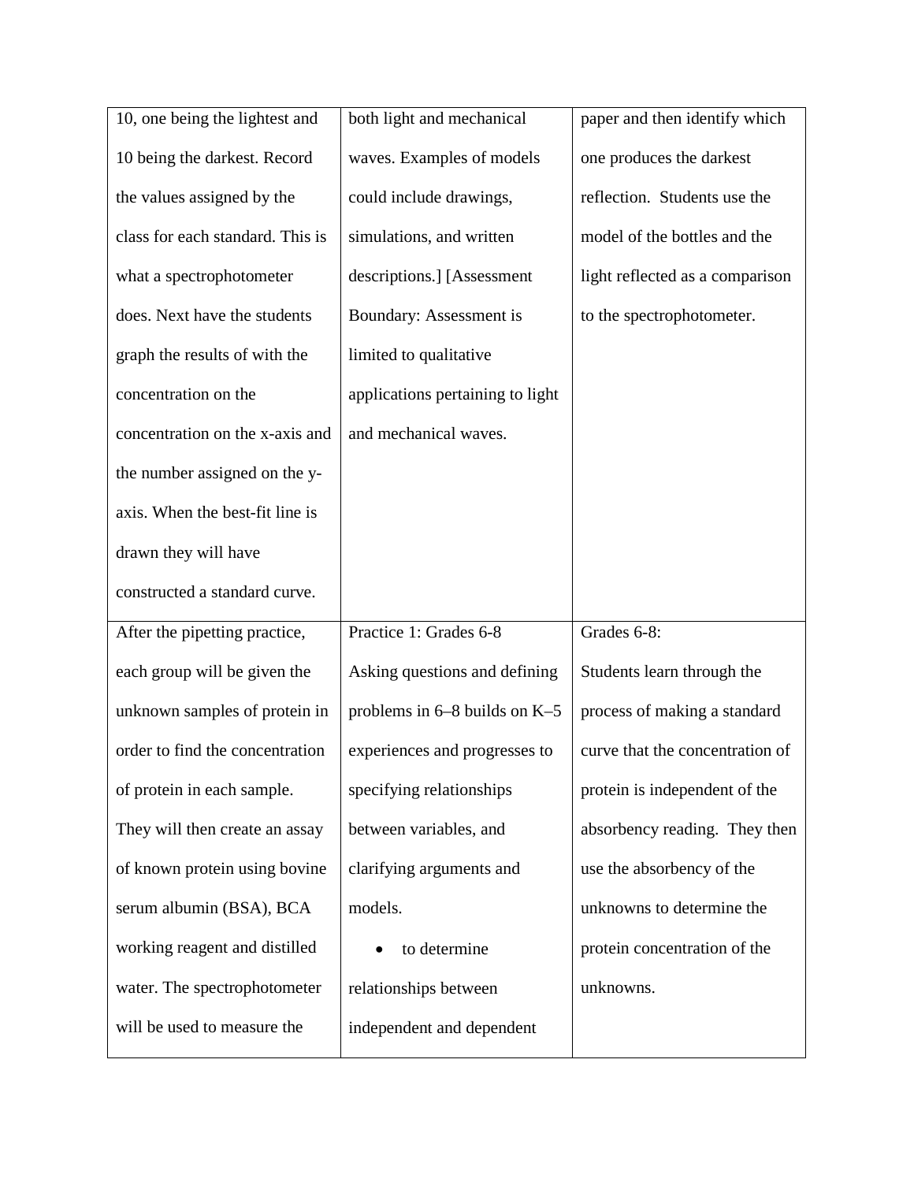| | | |
|---|---|---|
| 10, one being the lightest and 10 being the darkest. Record the values assigned by the class for each standard. This is what a spectrophotometer does. Next have the students graph the results of with the concentration on the concentration on the x-axis and the number assigned on the y-axis. When the best-fit line is drawn they will have constructed a standard curve. | both light and mechanical waves. Examples of models could include drawings, simulations, and written descriptions.] [Assessment Boundary: Assessment is limited to qualitative applications pertaining to light and mechanical waves. | paper and then identify which one produces the darkest reflection. Students use the model of the bottles and the light reflected as a comparison to the spectrophotometer. |
| After the pipetting practice, each group will be given the unknown samples of protein in order to find the concentration of protein in each sample. They will then create an assay of known protein using bovine serum albumin (BSA), BCA working reagent and distilled water. The spectrophotometer will be used to measure the | Practice 1: Grades 6-8<br>Asking questions and defining problems in 6–8 builds on K–5 experiences and progresses to specifying relationships between variables, and clarifying arguments and models.<br>• to determine relationships between independent and dependent | Grades 6-8:<br>Students learn through the process of making a standard curve that the concentration of protein is independent of the absorbency reading. They then use the absorbency of the unknowns to determine the protein concentration of the unknowns. |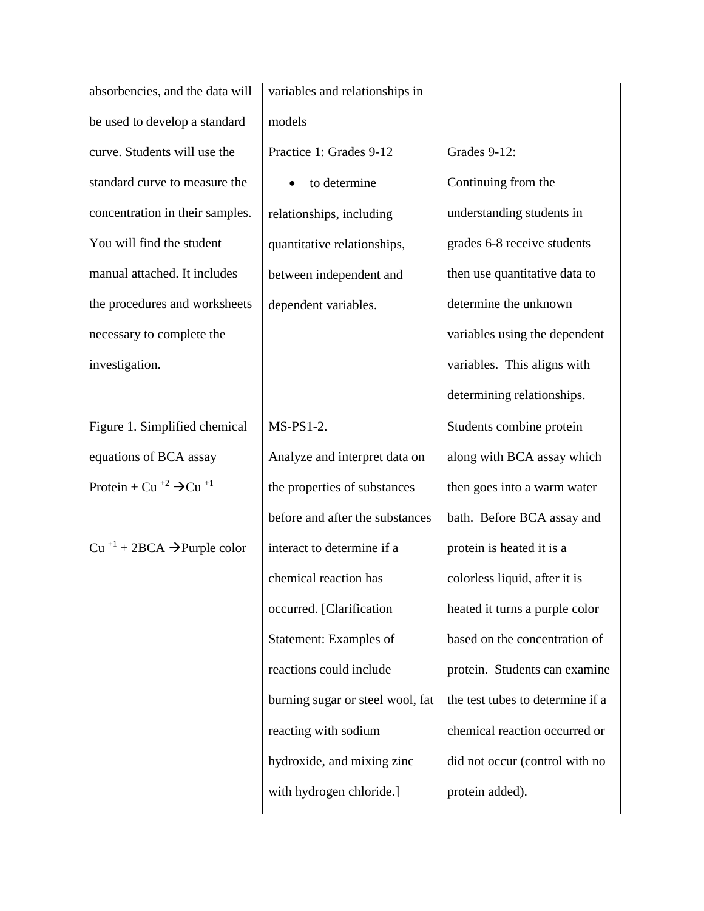| | | |
|---|---|---|
| absorbencies, and the data will be used to develop a standard curve. Students will use the standard curve to measure the concentration in their samples. You will find the student manual attached. It includes the procedures and worksheets necessary to complete the investigation. | variables and relationships in models<br>Practice 1: Grades 9-12<br>• to determine relationships, including quantitative relationships, between independent and dependent variables. | Grades 9-12:<br>Continuing from the understanding students in grades 6-8 receive students then use quantitative data to determine the unknown variables using the dependent variables. This aligns with determining relationships. |
| Figure 1. Simplified chemical equations of BCA assay<br>Protein + $Cu^{+2}$ → $Cu^{+1}$<br><br>$Cu^{+1}$ + 2BCA → Purple color | MS-PS1-2.<br>Analyze and interpret data on the properties of substances before and after the substances interact to determine if a chemical reaction has occurred. [Clarification Statement: Examples of reactions could include burning sugar or steel wool, fat reacting with sodium hydroxide, and mixing zinc with hydrogen chloride.] | Students combine protein along with BCA assay which then goes into a warm water bath. Before BCA assay and protein is heated it is a colorless liquid, after it is heated it turns a purple color based on the concentration of protein. Students can examine the test tubes to determine if a chemical reaction occurred or did not occur (control with no protein added). |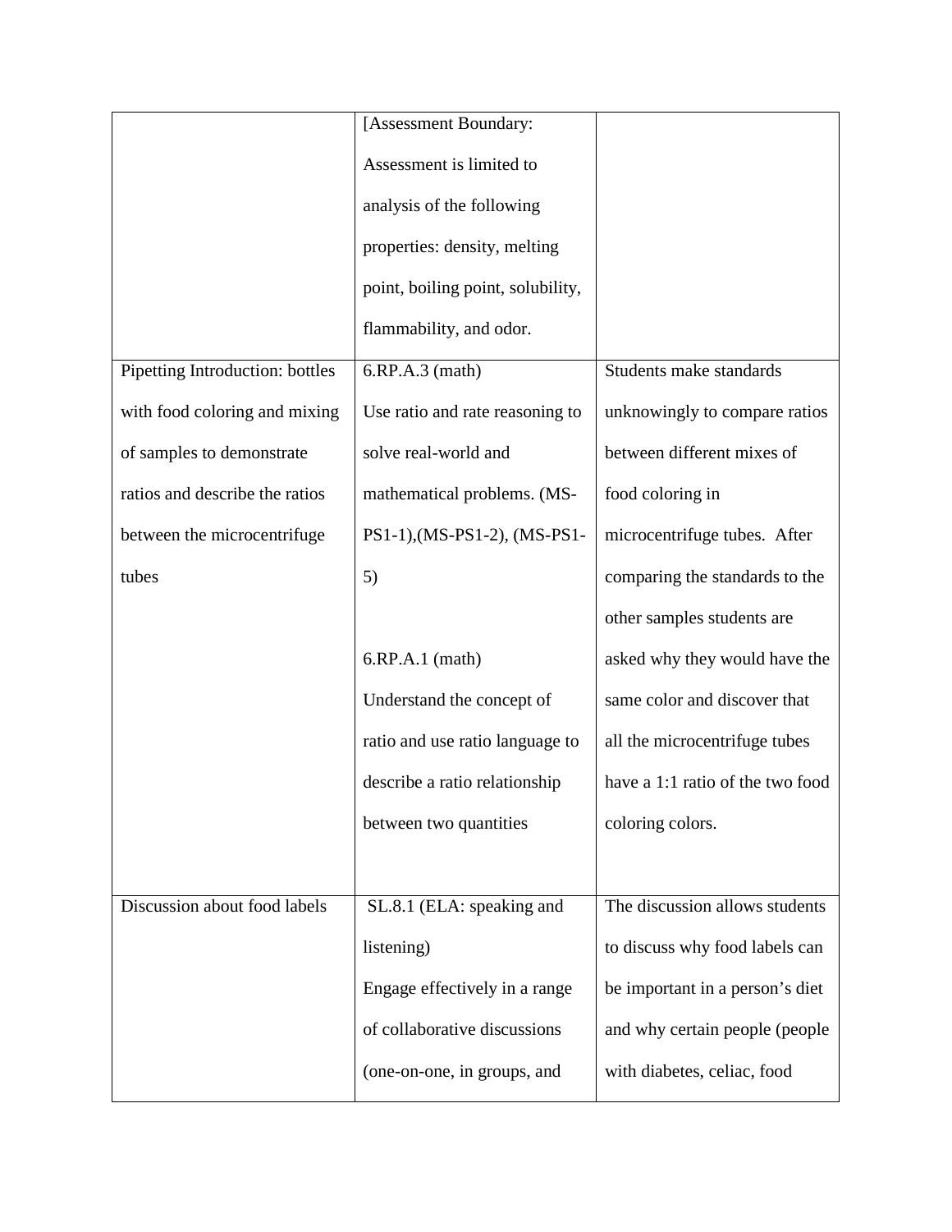| | | |
|---|---|---|
| | [Assessment Boundary: Assessment is limited to analysis of the following properties: density, melting point, boiling point, solubility, flammability, and odor. | |
| Pipetting Introduction: bottles with food coloring and mixing of samples to demonstrate ratios and describe the ratios between the microcentrifuge tubes | 6.RP.A.3 (math) Use ratio and rate reasoning to solve real-world and mathematical problems. (MS-PS1-1),(MS-PS1-2), (MS-PS1-5)<br><br>6.RP.A.1 (math) Understand the concept of ratio and use ratio language to describe a ratio relationship between two quantities | Students make standards unknowingly to compare ratios between different mixes of food coloring in microcentrifuge tubes. After comparing the standards to the other samples students are asked why they would have the same color and discover that all the microcentrifuge tubes have a 1:1 ratio of the two food coloring colors. |
| Discussion about food labels | SL.8.1 (ELA: speaking and listening) Engage effectively in a range of collaborative discussions (one-on-one, in groups, and | The discussion allows students to discuss why food labels can be important in a person's diet and why certain people (people with diabetes, celiac, food |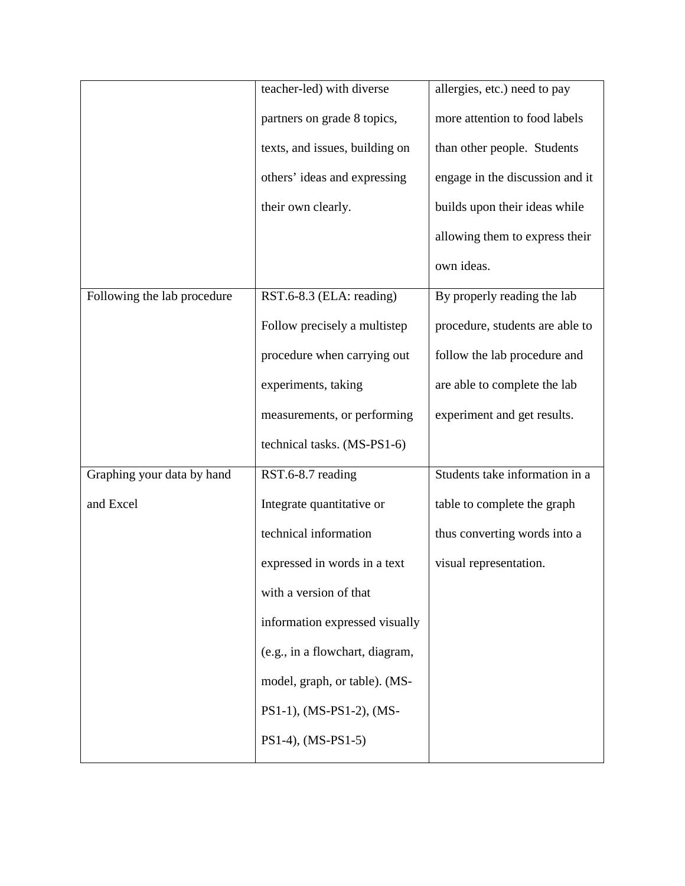| | | |
|---|---|---|
| | teacher-led) with diverse partners on grade 8 topics, texts, and issues, building on others' ideas and expressing their own clearly. | allergies, etc.) need to pay more attention to food labels than other people. Students engage in the discussion and it builds upon their ideas while allowing them to express their own ideas. |
| Following the lab procedure | RST.6-8.3 (ELA: reading) Follow precisely a multistep procedure when carrying out experiments, taking measurements, or performing technical tasks. (MS-PS1-6) | By properly reading the lab procedure, students are able to follow the lab procedure and are able to complete the lab experiment and get results. |
| Graphing your data by hand and Excel | RST.6-8.7 reading Integrate quantitative or technical information expressed in words in a text with a version of that information expressed visually (e.g., in a flowchart, diagram, model, graph, or table). (MS-PS1-1), (MS-PS1-2), (MS-PS1-4), (MS-PS1-5) | Students take information in a table to complete the graph thus converting words into a visual representation. |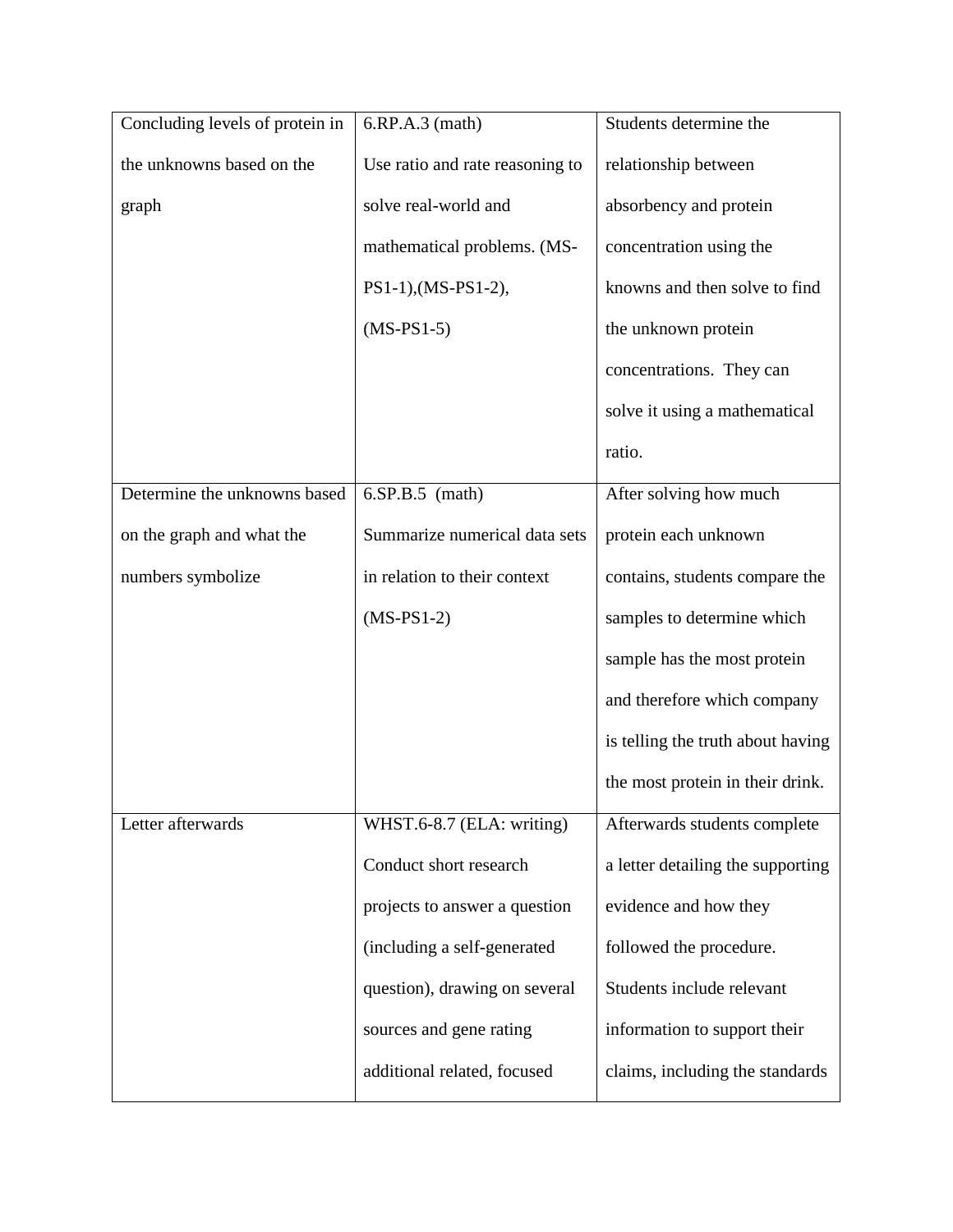| Concluding levels of protein in the unknowns based on the graph | 6.RP.A.3 (math) Use ratio and rate reasoning to solve real-world and mathematical problems. (MS-PS1-1),(MS-PS1-2), (MS-PS1-5) | Students determine the relationship between absorbency and protein concentration using the knowns and then solve to find the unknown protein concentrations. They can solve it using a mathematical ratio. |
|---|---|---|
| Determine the unknowns based on the graph and what the numbers symbolize | 6.SP.B.5 (math) Summarize numerical data sets in relation to their context (MS-PS1-2) | After solving how much protein each unknown contains, students compare the samples to determine which sample has the most protein and therefore which company is telling the truth about having the most protein in their drink. |
| Letter afterwards | WHST.6-8.7 (ELA: writing) Conduct short research projects to answer a question (including a self-generated question), drawing on several sources and gene rating additional related, focused | Afterwards students complete a letter detailing the supporting evidence and how they followed the procedure. Students include relevant information to support their claims, including the standards |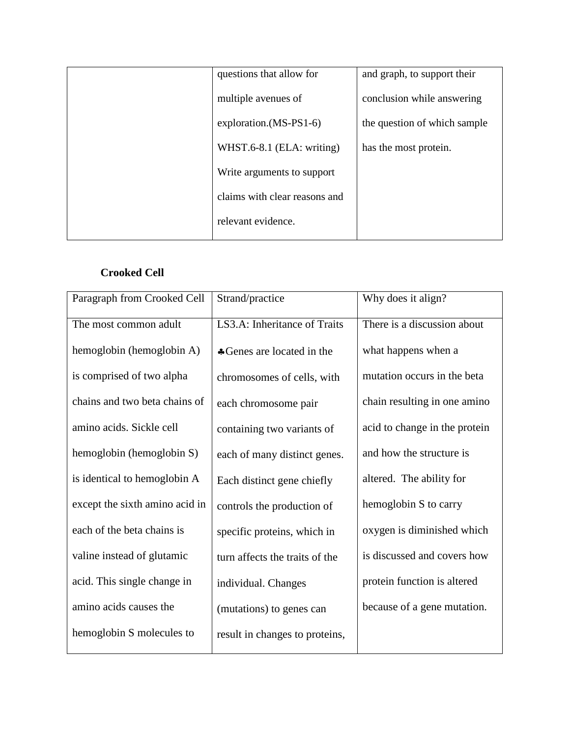| | questions that allow for multiple avenues of exploration.(MS-PS1-6) WHST.6-8.1 (ELA: writing) Write arguments to support claims with clear reasons and relevant evidence. | and graph, to support their conclusion while answering the question of which sample has the most protein. |
|---|---|---|

**Crooked Cell**

| Paragraph from Crooked Cell | Strand/practice | Why does it align? |
|---|---|---|
| The most common adult hemoglobin (hemoglobin A) is comprised of two alpha chains and two beta chains of amino acids. Sickle cell hemoglobin (hemoglobin S) is identical to hemoglobin A except the sixth amino acid in each of the beta chains is valine instead of glutamic acid. This single change in amino acids causes the hemoglobin S molecules to | LS3.A: Inheritance of Traits ♣Genes are located in the chromosomes of cells, with each chromosome pair containing two variants of each of many distinct genes. Each distinct gene chiefly controls the production of specific proteins, which in turn affects the traits of the individual. Changes (mutations) to genes can result in changes to proteins, | There is a discussion about what happens when a mutation occurs in the beta chain resulting in one amino acid to change in the protein and how the structure is altered. The ability for hemoglobin S to carry oxygen is diminished which is discussed and covers how protein function is altered because of a gene mutation. |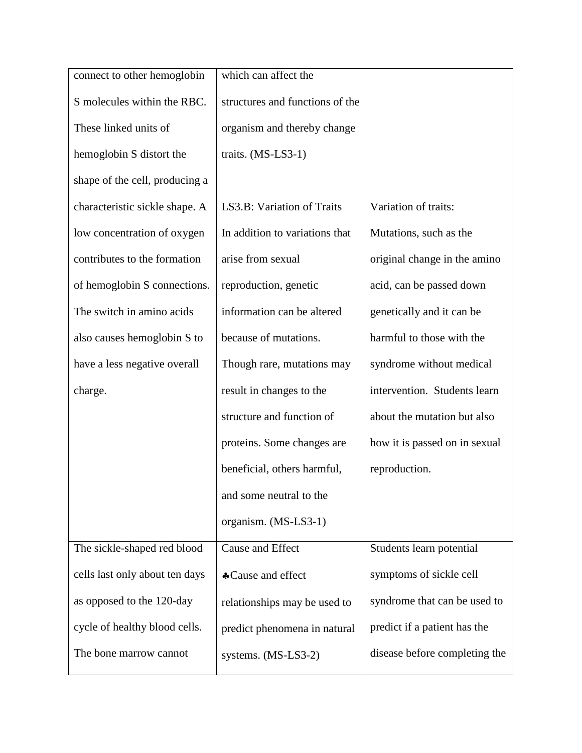| | | |
|---|---|---|
| connect to other hemoglobin S molecules within the RBC. These linked units of hemoglobin S distort the shape of the cell, producing a characteristic sickle shape. A low concentration of oxygen contributes to the formation of hemoglobin S connections. The switch in amino acids also causes hemoglobin S to have a less negative overall charge. | which can affect the structures and functions of the organism and thereby change traits. (MS-LS3-1)<br><br>LS3.B: Variation of Traits<br>In addition to variations that arise from sexual reproduction, genetic information can be altered because of mutations. Though rare, mutations may result in changes to the structure and function of proteins. Some changes are beneficial, others harmful, and some neutral to the organism. (MS-LS3-1) | <br><br><br><br>Variation of traits: Mutations, such as the original change in the amino acid, can be passed down genetically and it can be harmful to those with the syndrome without medical intervention. Students learn about the mutation but also how it is passed on in sexual reproduction. |
| The sickle-shaped red blood cells last only about ten days as opposed to the 120-day cycle of healthy blood cells. The bone marrow cannot | Cause and Effect<br>♣Cause and effect relationships may be used to predict phenomena in natural systems. (MS-LS3-2) | Students learn potential symptoms of sickle cell syndrome that can be used to predict if a patient has the disease before completing the |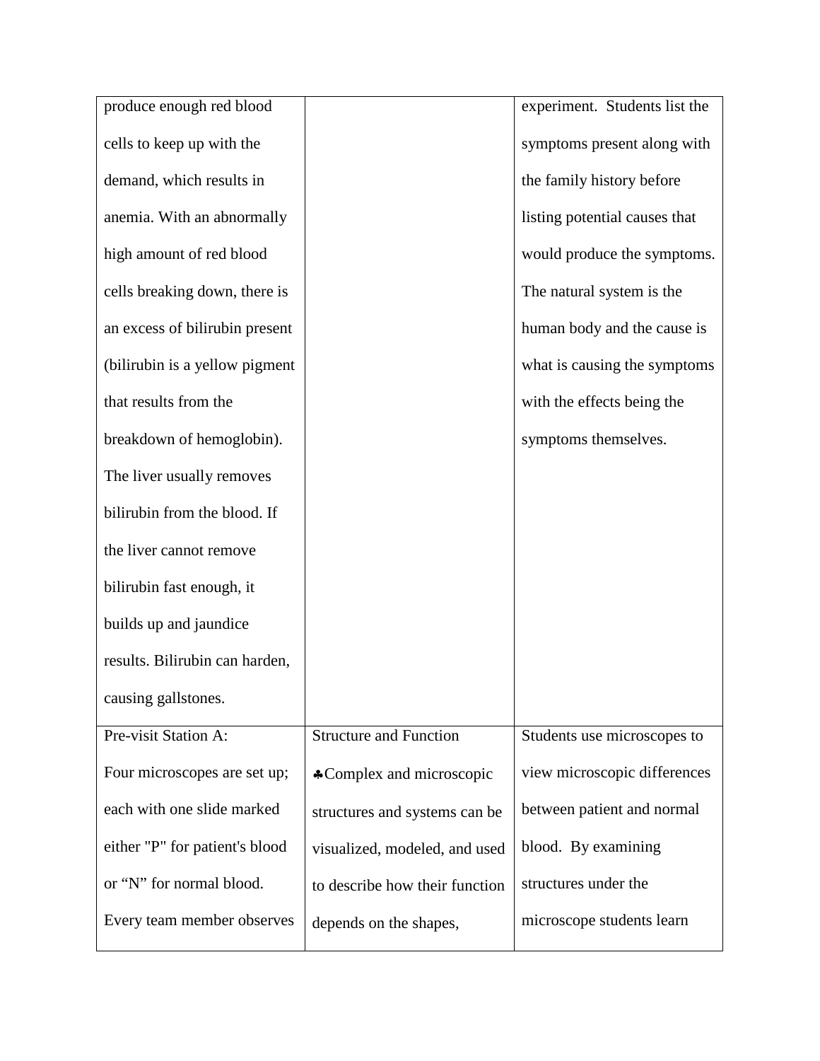| | | |
|---|---|---|
| produce enough red blood cells to keep up with the demand, which results in anemia. With an abnormally high amount of red blood cells breaking down, there is an excess of bilirubin present (bilirubin is a yellow pigment that results from the breakdown of hemoglobin). The liver usually removes bilirubin from the blood. If the liver cannot remove bilirubin fast enough, it builds up and jaundice results. Bilirubin can harden, causing gallstones. | | experiment. Students list the symptoms present along with the family history before listing potential causes that would produce the symptoms. The natural system is the human body and the cause is what is causing the symptoms with the effects being the symptoms themselves. |
| Pre-visit Station A: Four microscopes are set up; each with one slide marked either "P" for patient's blood or "N" for normal blood. Every team member observes | Structure and Function ♣Complex and microscopic structures and systems can be visualized, modeled, and used to describe how their function depends on the shapes, | Students use microscopes to view microscopic differences between patient and normal blood. By examining structures under the microscope students learn |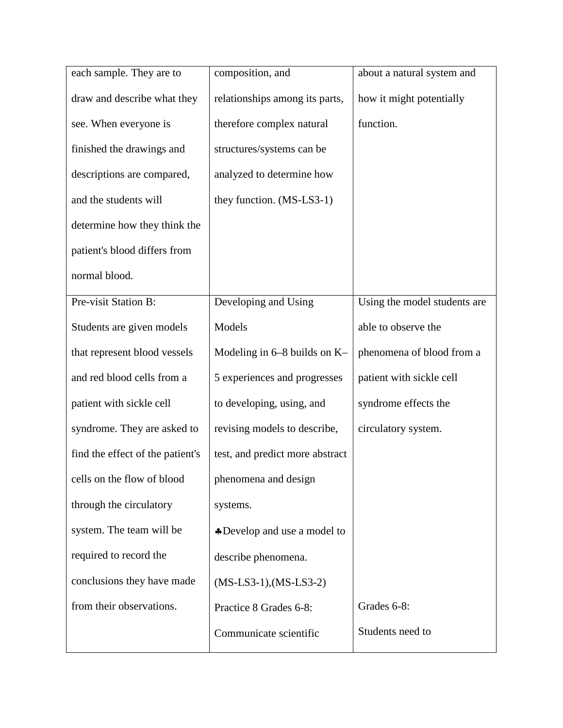| | | |
|---|---|---|
| each sample. They are to draw and describe what they see. When everyone is finished the drawings and descriptions are compared, and the students will determine how they think the patient's blood differs from normal blood. | composition, and relationships among its parts, therefore complex natural structures/systems can be analyzed to determine how they function. (MS-LS3-1) | about a natural system and how it might potentially function. |
| Pre-visit Station B: Students are given models that represent blood vessels and red blood cells from a patient with sickle cell syndrome. They are asked to find the effect of the patient's cells on the flow of blood through the circulatory system. The team will be required to record the conclusions they have made from their observations. | Developing and Using Models Modeling in 6–8 builds on K–5 experiences and progresses to developing, using, and revising models to describe, test, and predict more abstract phenomena and design systems. ♣Develop and use a model to describe phenomena. (MS-LS3-1),(MS-LS3-2) Practice 8 Grades 6-8: Communicate scientific | Using the model students are able to observe the phenomena of blood from a patient with sickle cell syndrome effects the circulatory system. Grades 6-8: Students need to |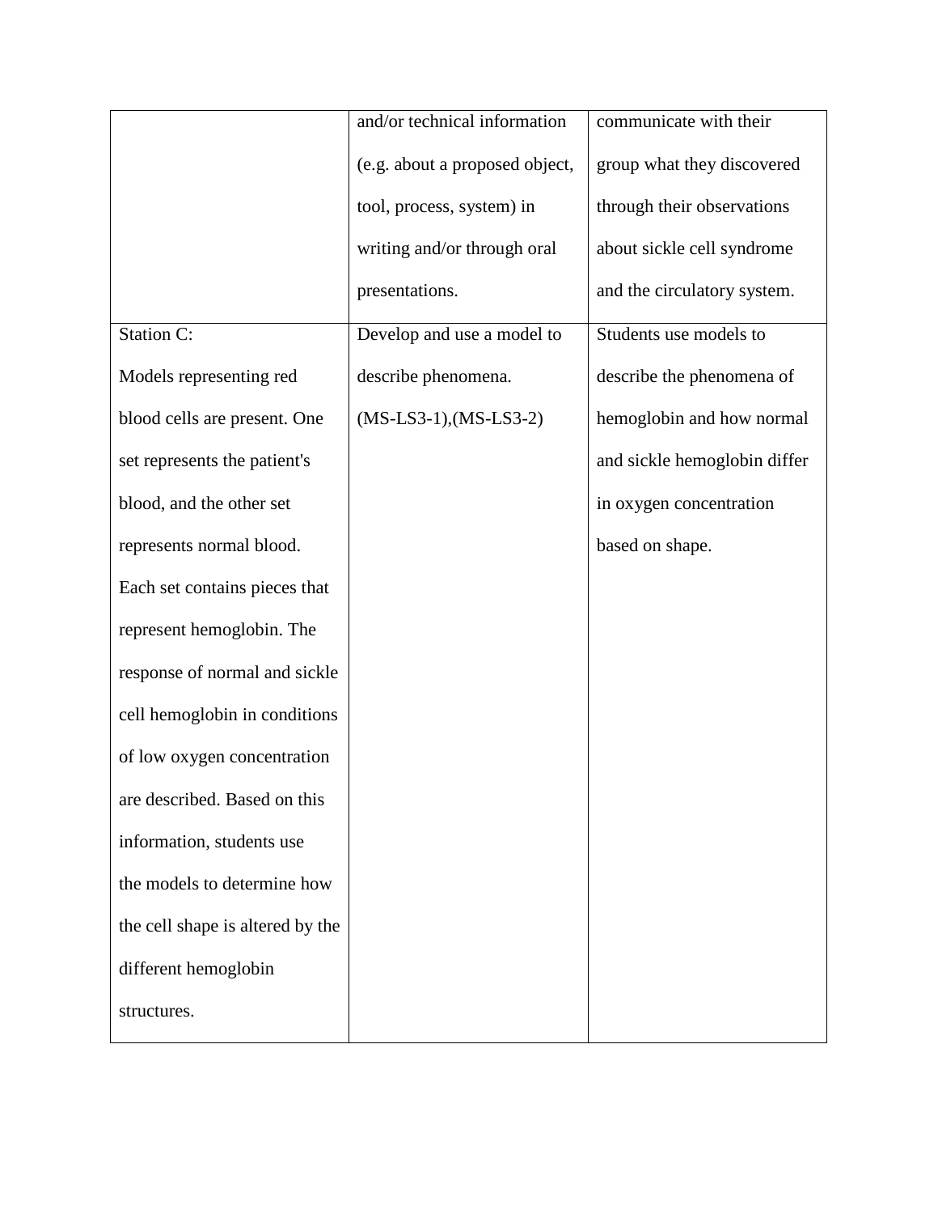| | | |
|---|---|---|
| | and/or technical information (e.g. about a proposed object, tool, process, system) in writing and/or through oral presentations. | communicate with their group what they discovered through their observations about sickle cell syndrome and the circulatory system. |
| Station C: Models representing red blood cells are present. One set represents the patient's blood, and the other set represents normal blood. Each set contains pieces that represent hemoglobin. The response of normal and sickle cell hemoglobin in conditions of low oxygen concentration are described. Based on this information, students use the models to determine how the cell shape is altered by the different hemoglobin structures. | Develop and use a model to describe phenomena. (MS-LS3-1),(MS-LS3-2) | Students use models to describe the phenomena of hemoglobin and how normal and sickle hemoglobin differ in oxygen concentration based on shape. |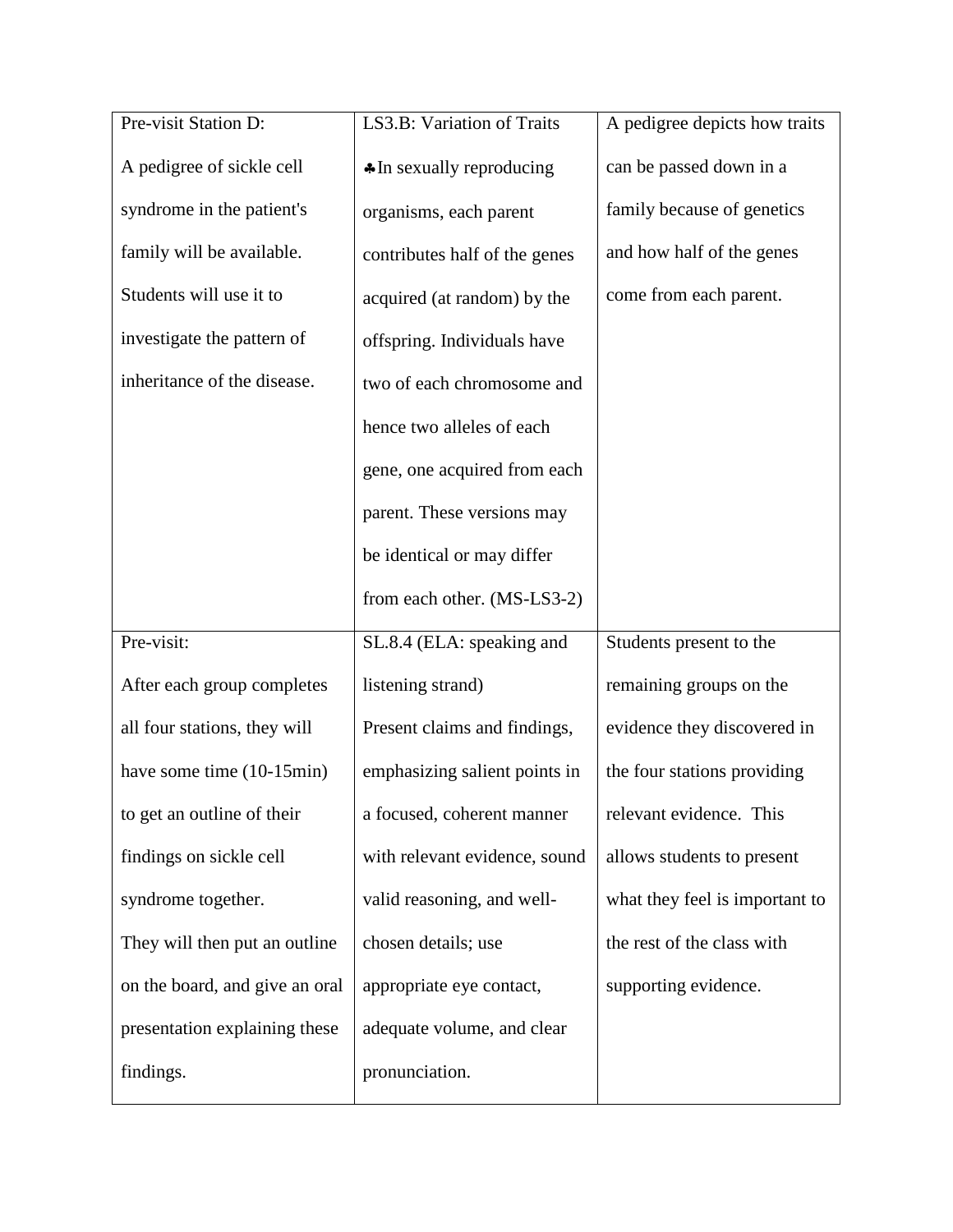| | | |
|---|---|---|
| Pre-visit Station D: A pedigree of sickle cell syndrome in the patient's family will be available. Students will use it to investigate the pattern of inheritance of the disease. | LS3.B: Variation of Traits ♣In sexually reproducing organisms, each parent contributes half of the genes acquired (at random) by the offspring. Individuals have two of each chromosome and hence two alleles of each gene, one acquired from each parent. These versions may be identical or may differ from each other. (MS-LS3-2) | A pedigree depicts how traits can be passed down in a family because of genetics and how half of the genes come from each parent. |
| Pre-visit: After each group completes all four stations, they will have some time (10-15min) to get an outline of their findings on sickle cell syndrome together. They will then put an outline on the board, and give an oral presentation explaining these findings. | SL.8.4 (ELA: speaking and listening strand) Present claims and findings, emphasizing salient points in a focused, coherent manner with relevant evidence, sound valid reasoning, and well-chosen details; use appropriate eye contact, adequate volume, and clear pronunciation. | Students present to the remaining groups on the evidence they discovered in the four stations providing relevant evidence. This allows students to present what they feel is important to the rest of the class with supporting evidence. |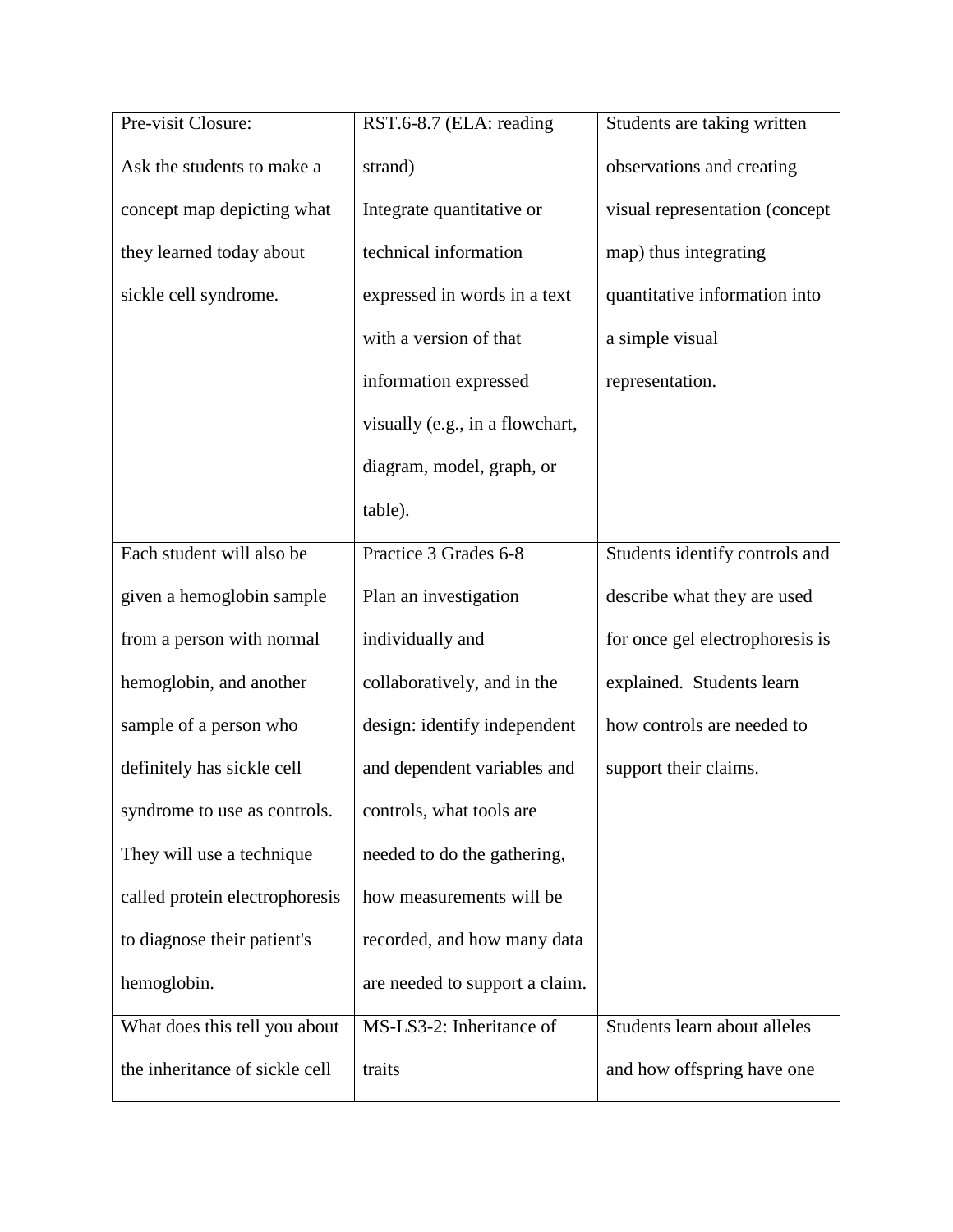| | | |
|---|---|---|
| Pre-visit Closure:<br>Ask the students to make a concept map depicting what they learned today about sickle cell syndrome. | RST.6-8.7 (ELA: reading strand)<br>Integrate quantitative or technical information expressed in words in a text with a version of that information expressed visually (e.g., in a flowchart, diagram, model, graph, or table). | Students are taking written observations and creating visual representation (concept map) thus integrating quantitative information into a simple visual representation. |
| Each student will also be given a hemoglobin sample from a person with normal hemoglobin, and another sample of a person who definitely has sickle cell syndrome to use as controls. They will use a technique called protein electrophoresis to diagnose their patient's hemoglobin. | Practice 3 Grades 6-8<br>Plan an investigation individually and collaboratively, and in the design: identify independent and dependent variables and controls, what tools are needed to do the gathering, how measurements will be recorded, and how many data are needed to support a claim. | Students identify controls and describe what they are used for once gel electrophoresis is explained. Students learn how controls are needed to support their claims. |
| What does this tell you about the inheritance of sickle cell | MS-LS3-2: Inheritance of traits | Students learn about alleles and how offspring have one |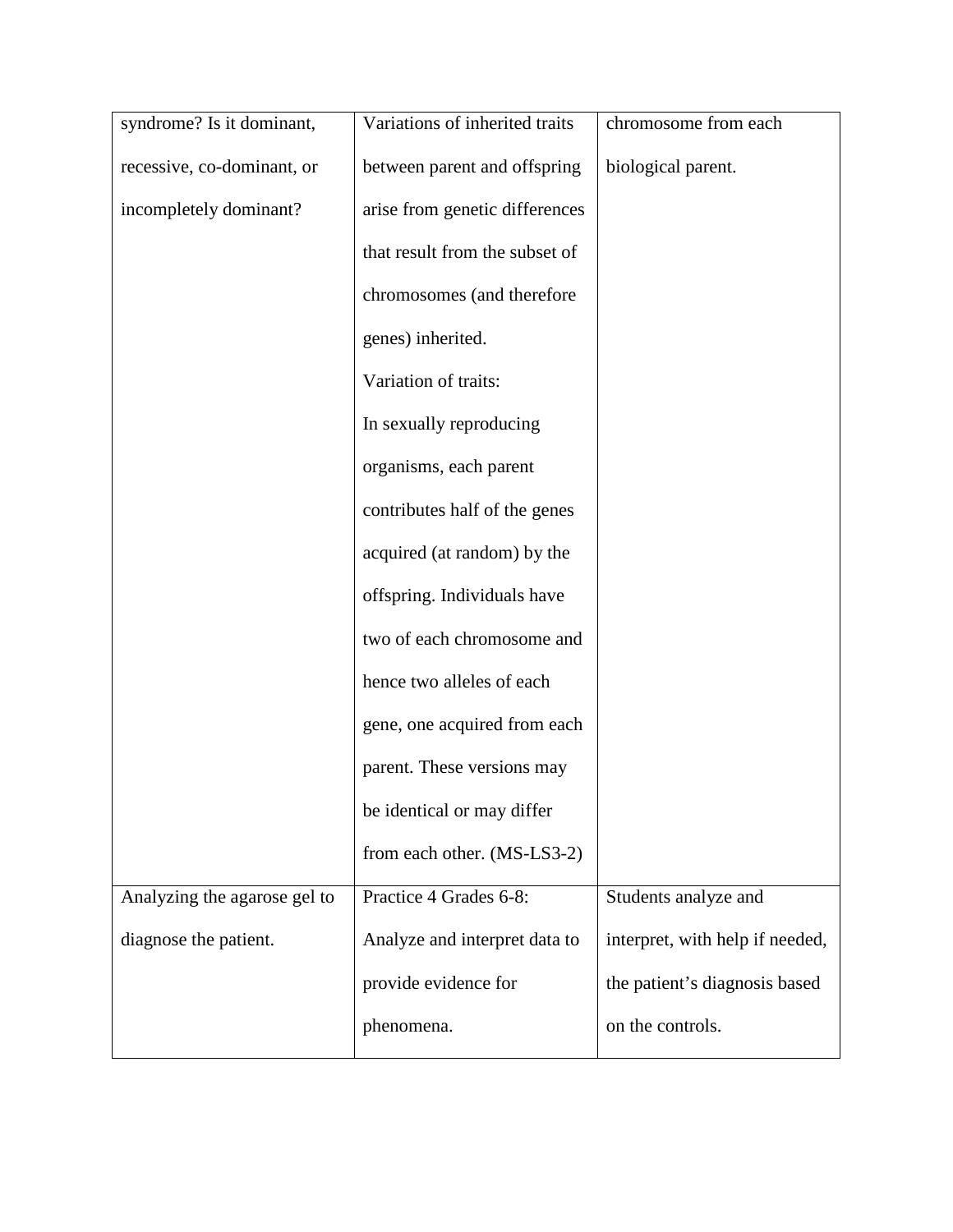| | | |
|---|---|---|
| syndrome? Is it dominant, recessive, co-dominant, or incompletely dominant? | Variations of inherited traits between parent and offspring arise from genetic differences that result from the subset of chromosomes (and therefore genes) inherited.<br>Variation of traits:<br>In sexually reproducing organisms, each parent contributes half of the genes acquired (at random) by the offspring. Individuals have two of each chromosome and hence two alleles of each gene, one acquired from each parent. These versions may be identical or may differ from each other. (MS-LS3-2) | chromosome from each biological parent. |
| Analyzing the agarose gel to diagnose the patient. | Practice 4 Grades 6-8: Analyze and interpret data to provide evidence for phenomena. | Students analyze and interpret, with help if needed, the patient's diagnosis based on the controls. |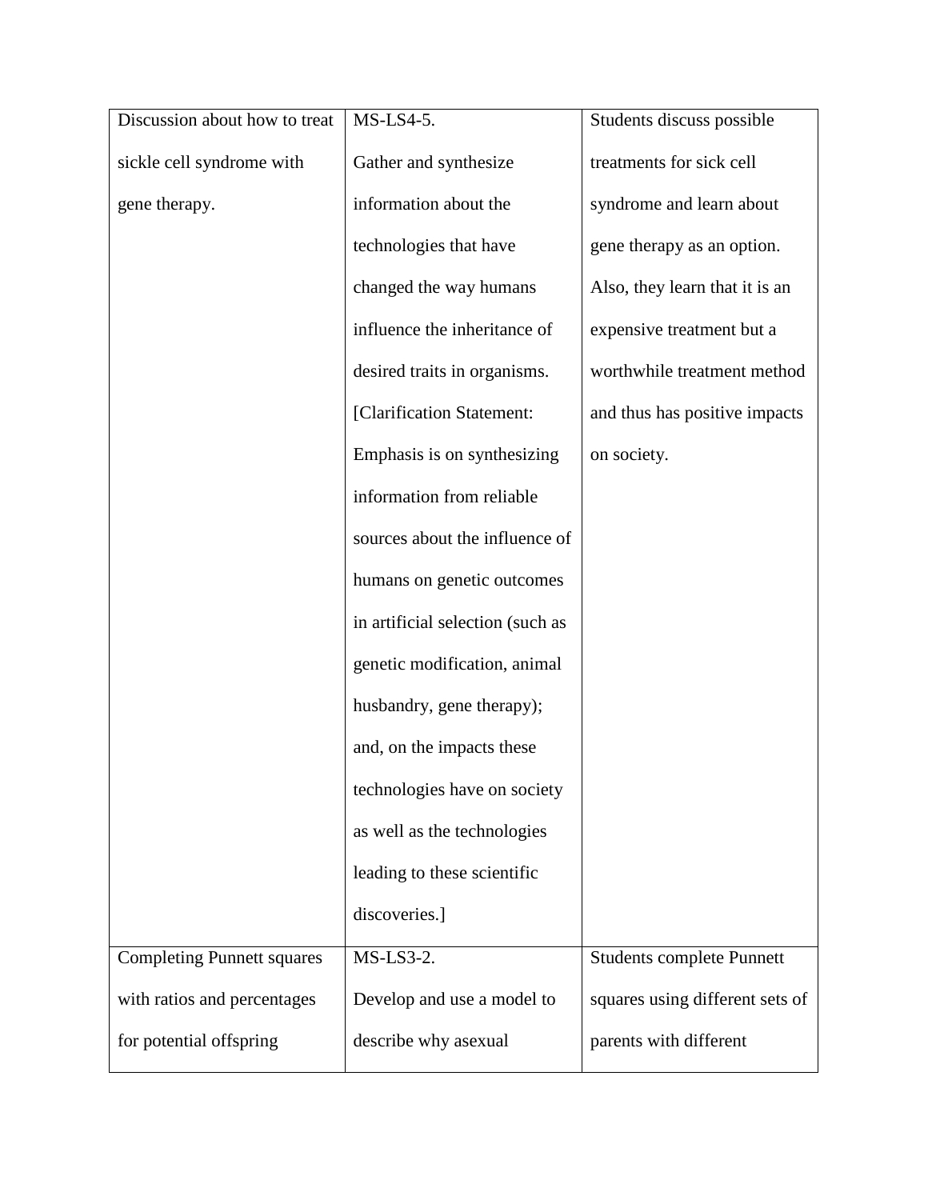| | | |
|---|---|---|
| Discussion about how to treat sickle cell syndrome with gene therapy. | MS-LS4-5. Gather and synthesize information about the technologies that have changed the way humans influence the inheritance of desired traits in organisms. [Clarification Statement: Emphasis is on synthesizing information from reliable sources about the influence of humans on genetic outcomes in artificial selection (such as genetic modification, animal husbandry, gene therapy); and, on the impacts these technologies have on society as well as the technologies leading to these scientific discoveries.] | Students discuss possible treatments for sick cell syndrome and learn about gene therapy as an option. Also, they learn that it is an expensive treatment but a worthwhile treatment method and thus has positive impacts on society. |
| Completing Punnett squares with ratios and percentages for potential offspring | MS-LS3-2. Develop and use a model to describe why asexual | Students complete Punnett squares using different sets of parents with different |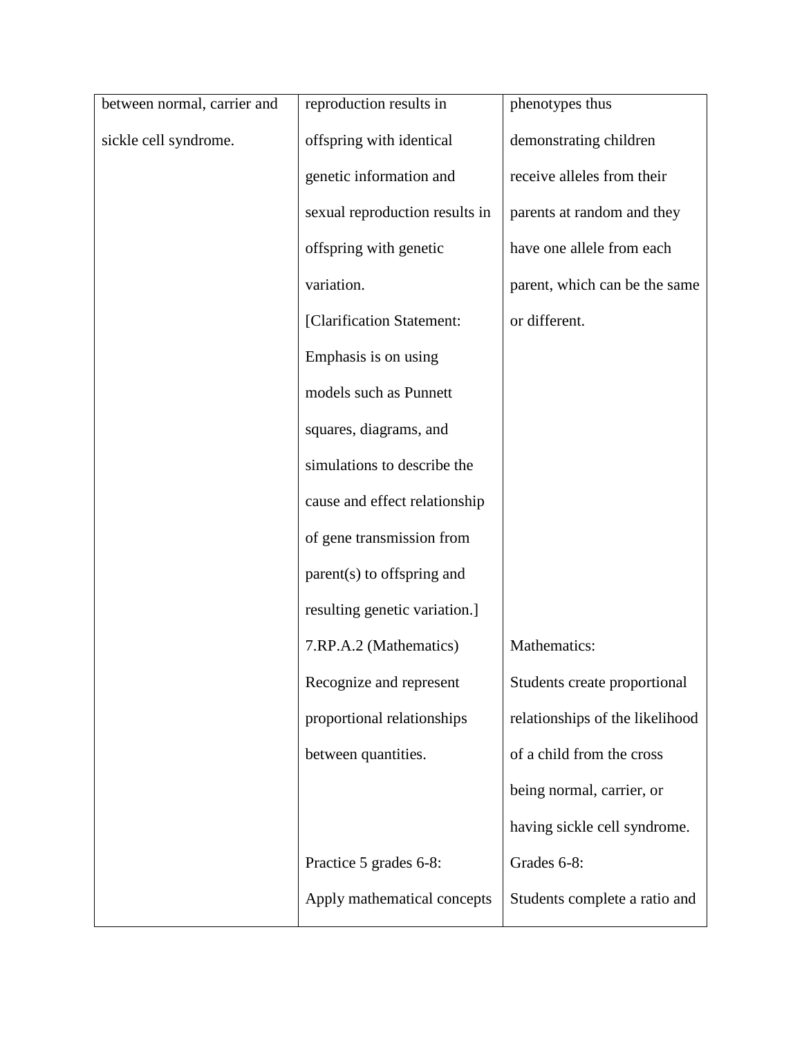| | | |
|---|---|---|
| between normal, carrier and sickle cell syndrome. | reproduction results in offspring with identical genetic information and sexual reproduction results in offspring with genetic variation. [Clarification Statement: Emphasis is on using models such as Punnett squares, diagrams, and simulations to describe the cause and effect relationship of gene transmission from parent(s) to offspring and resulting genetic variation.] | phenotypes thus demonstrating children receive alleles from their parents at random and they have one allele from each parent, which can be the same or different. |
| | 7.RP.A.2 (Mathematics) Recognize and represent proportional relationships between quantities. | Mathematics: Students create proportional relationships of the likelihood of a child from the cross being normal, carrier, or having sickle cell syndrome. |
| | Practice 5 grades 6-8: Apply mathematical concepts | Grades 6-8: Students complete a ratio and |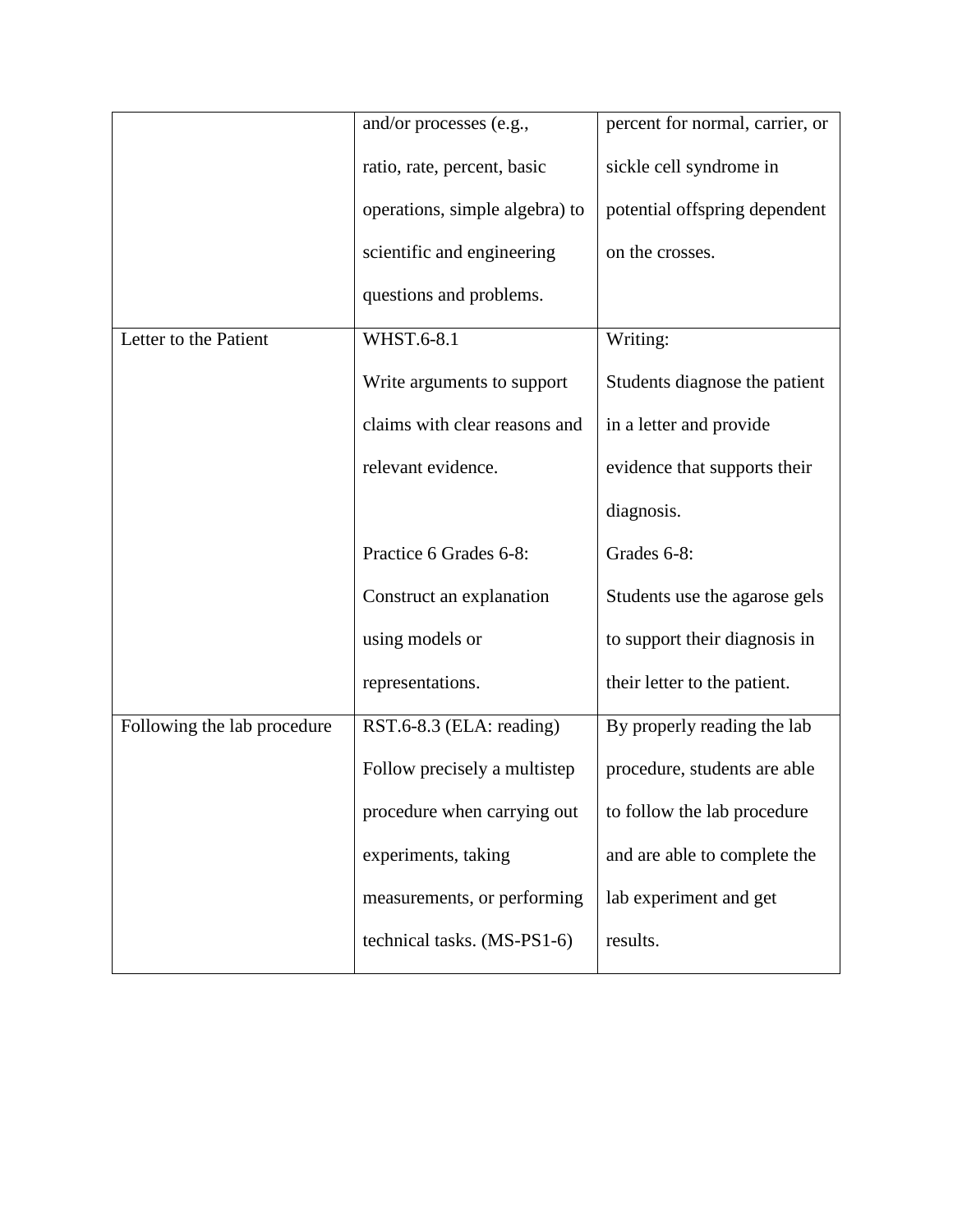| | | |
|---|---|---|
| | and/or processes (e.g., ratio, rate, percent, basic operations, simple algebra) to scientific and engineering questions and problems. | percent for normal, carrier, or sickle cell syndrome in potential offspring dependent on the crosses. |
| Letter to the Patient | WHST.6-8.1<br>Write arguments to support claims with clear reasons and relevant evidence.<br><br>Practice 6 Grades 6-8:<br>Construct an explanation using models or representations. | Writing:<br>Students diagnose the patient in a letter and provide evidence that supports their diagnosis.<br>Grades 6-8:<br>Students use the agarose gels to support their diagnosis in their letter to the patient. |
| Following the lab procedure | RST.6-8.3 (ELA: reading)<br>Follow precisely a multistep procedure when carrying out experiments, taking measurements, or performing technical tasks. (MS-PS1-6) | By properly reading the lab procedure, students are able to follow the lab procedure and are able to complete the lab experiment and get results. |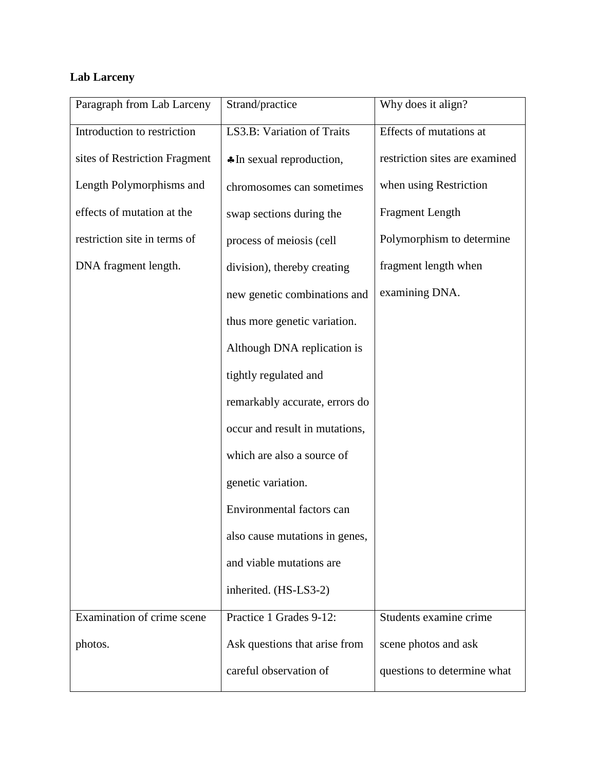**Lab Larceny**

| Paragraph from Lab Larceny | Strand/practice | Why does it align? |
|---|---|---|
| Introduction to restriction sites of Restriction Fragment Length Polymorphisms and effects of mutation at the restriction site in terms of DNA fragment length. | LS3.B: Variation of Traits ♣In sexual reproduction, chromosomes can sometimes swap sections during the process of meiosis (cell division), thereby creating new genetic combinations and thus more genetic variation. Although DNA replication is tightly regulated and remarkably accurate, errors do occur and result in mutations, which are also a source of genetic variation. Environmental factors can also cause mutations in genes, and viable mutations are inherited. (HS-LS3-2) | Effects of mutations at restriction sites are examined when using Restriction Fragment Length Polymorphism to determine fragment length when examining DNA. |
| Examination of crime scene photos. | Practice 1 Grades 9-12: Ask questions that arise from careful observation of | Students examine crime scene photos and ask questions to determine what |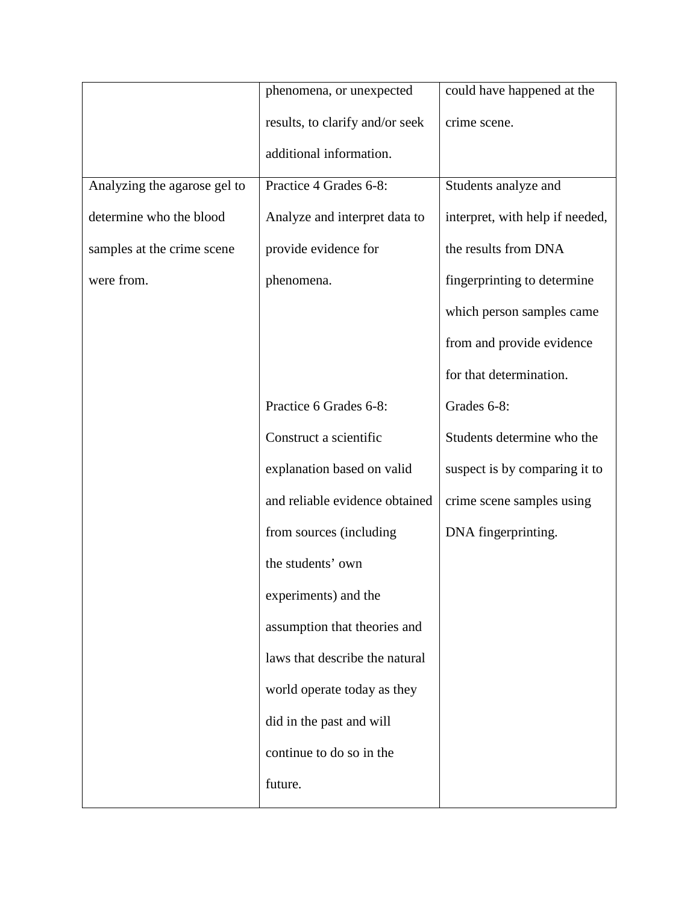| | | |
|---|---|---|
| | phenomena, or unexpected results, to clarify and/or seek additional information. | could have happened at the crime scene. |
| Analyzing the agarose gel to determine who the blood samples at the crime scene were from. | Practice 4 Grades 6-8: Analyze and interpret data to provide evidence for phenomena. | Students analyze and interpret, with help if needed, the results from DNA fingerprinting to determine which person samples came from and provide evidence for that determination. |
| | Practice 6 Grades 6-8: Construct a scientific explanation based on valid and reliable evidence obtained from sources (including the students' own experiments) and the assumption that theories and laws that describe the natural world operate today as they did in the past and will continue to do so in the future. | Grades 6-8: Students determine who the suspect is by comparing it to crime scene samples using DNA fingerprinting. |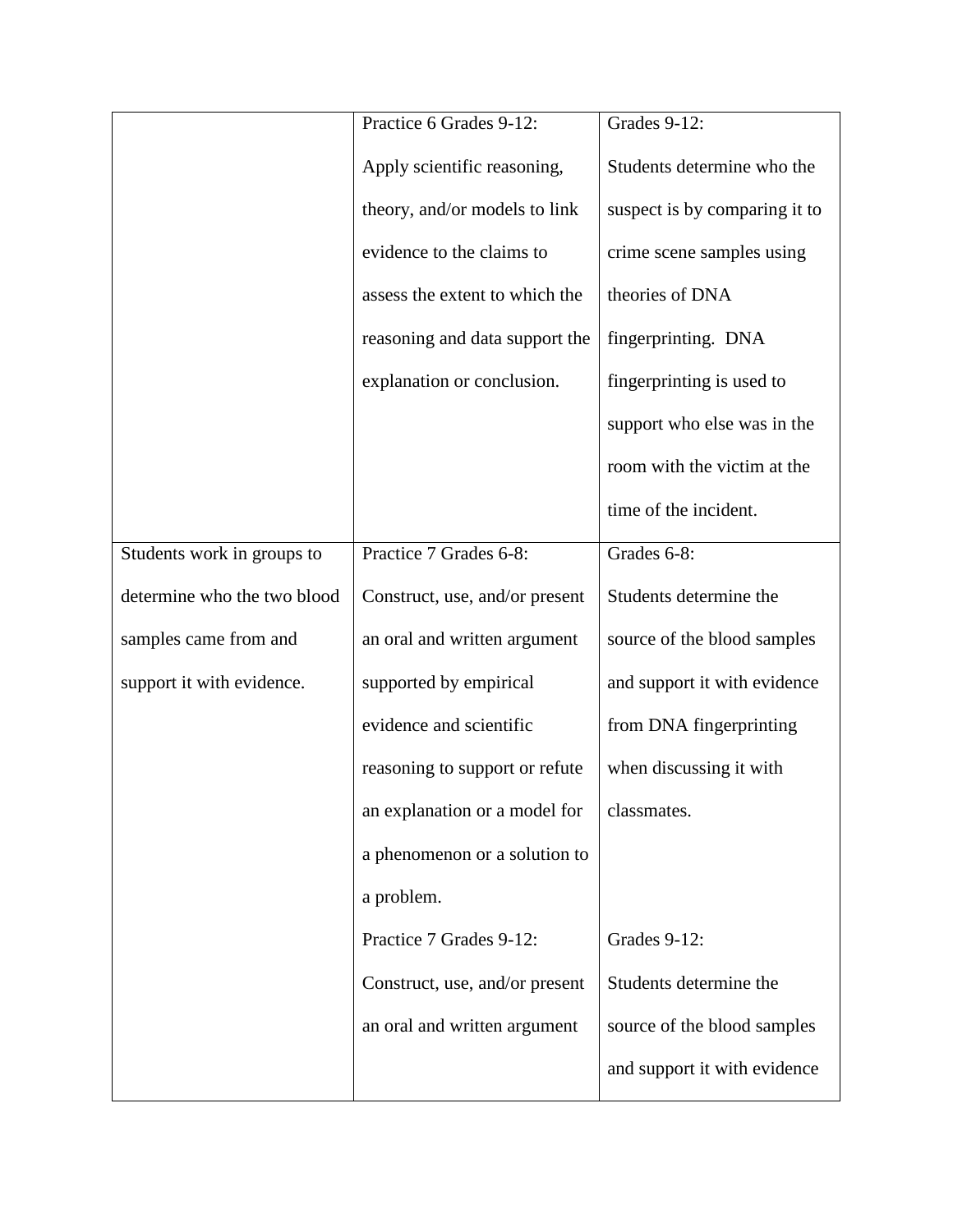| | | |
|---|---|---|
| | Practice 6 Grades 9-12: Apply scientific reasoning, theory, and/or models to link evidence to the claims to assess the extent to which the reasoning and data support the explanation or conclusion. | Grades 9-12: Students determine who the suspect is by comparing it to crime scene samples using theories of DNA fingerprinting. DNA fingerprinting is used to support who else was in the room with the victim at the time of the incident. |
| Students work in groups to determine who the two blood samples came from and support it with evidence. | Practice 7 Grades 6-8: Construct, use, and/or present an oral and written argument supported by empirical evidence and scientific reasoning to support or refute an explanation or a model for a phenomenon or a solution to a problem.<br><br>Practice 7 Grades 9-12: Construct, use, and/or present an oral and written argument | Grades 6-8: Students determine the source of the blood samples and support it with evidence from DNA fingerprinting when discussing it with classmates.<br><br>Grades 9-12: Students determine the source of the blood samples and support it with evidence |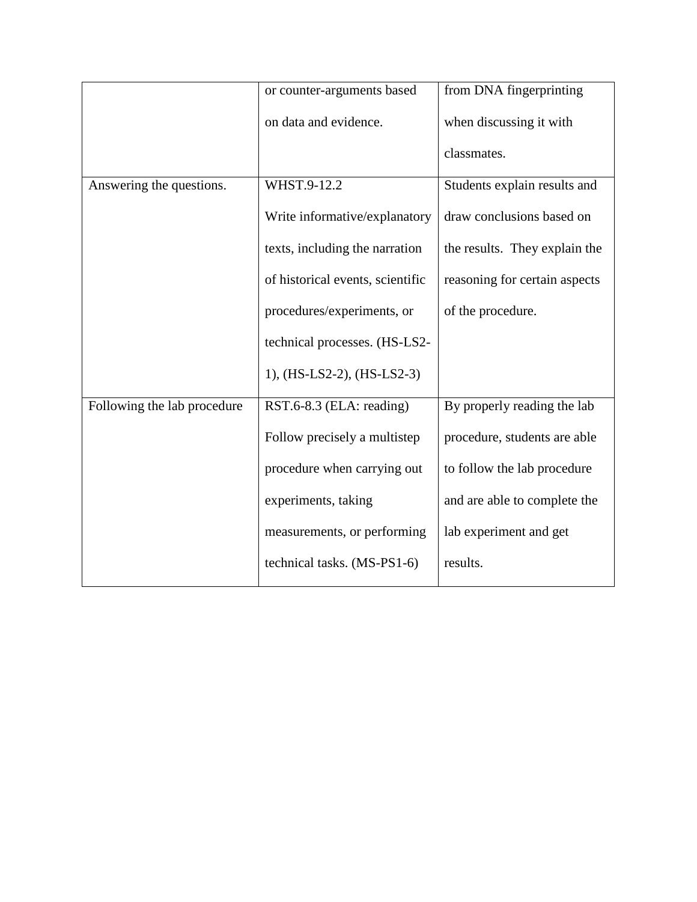| | | |
|---|---|---|
| | or counter-arguments based on data and evidence. | from DNA fingerprinting when discussing it with classmates. |
| Answering the questions. | WHST.9-12.2 Write informative/explanatory texts, including the narration of historical events, scientific procedures/experiments, or technical processes. (HS-LS2-1), (HS-LS2-2), (HS-LS2-3) | Students explain results and draw conclusions based on the results. They explain the reasoning for certain aspects of the procedure. |
| Following the lab procedure | RST.6-8.3 (ELA: reading) Follow precisely a multistep procedure when carrying out experiments, taking measurements, or performing technical tasks. (MS-PS1-6) | By properly reading the lab procedure, students are able to follow the lab procedure and are able to complete the lab experiment and get results. |